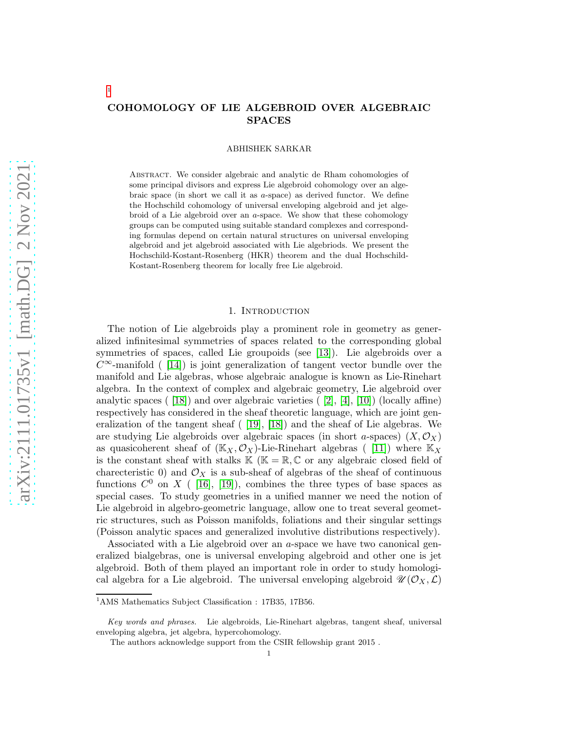# COHOMOLOGY OF LIE ALGEBROID OVER ALGEBRAIC SPACES

ABHISHEK SARKAR

Abstract. We consider algebraic and analytic de Rham cohomologies of some principal divisors and express Lie algebroid cohomology over an algebraic space (in short we call it as *a*-space) as derived functor. We define the Hochschild cohomology of universal enveloping algebroid and jet algebroid of a Lie algebroid over an *a*-space. We show that these cohomology groups can be computed using suitable standard complexes and corresponding formulas depend on certain natural structures on universal enveloping algebroid and jet algebroid associated with Lie algebriods. We present the Hochschild-Kostant-Rosenberg (HKR) theorem and the dual Hochschild-Kostant-Rosenberg theorem for locally free Lie algebroid.

## 1. Introduction

The notion of Lie algebroids play a prominent role in geometry as generalized infinitesimal symmetries of spaces related to the corresponding global symmetries of spaces, called Lie groupoids (see [13]). Lie algebroids over a $C^{\infty}$-manifold ( [14]) is joint generalization of tangent vector bundle over the manifold and Lie algebras, whose algebraic analogue is known as Lie-Rinehart algebra. In the context of complex and algebraic geometry, Lie algebroid over analytic spaces ( [18]) and over algebraic varieties ( [2], [4], [10]) (locally affine) respectively has considered in the sheaf theoretic language, which are joint generalization of the tangent sheaf ( [19], [18]) and the sheaf of Lie algebras. We are studying Lie algebroids over algebraic spaces (in short *a*-spaces) $(X, \mathcal{O}_X)$ as quasicoherent sheaf of $(\mathbb{K}_X, \mathcal{O}_X)$-Lie-Rinehart algebras ( [11]) where $\mathbb{K}_X$ is the constant sheaf with stalks $\mathbb{K}$ ($\mathbb{K} = \mathbb{R}, \mathbb{C}$ or any algebraic closed field of charecteristic 0) and $\mathcal{O}_X$ is a sub-sheaf of algebras of the sheaf of continuous functions $C^0$ on $X$ ( [16], [19]), combines the three types of base spaces as special cases. To study geometries in a unified manner we need the notion of Lie algebroid in algebro-geometric language, allow one to treat several geometric structures, such as Poisson manifolds, foliations and their singular settings (Poisson analytic spaces and generalized involutive distributions respectively).

Associated with a Lie algebroid over an *a*-space we have two canonical generalized bialgebras, one is universal enveloping algebroid and other one is jet algebroid. Both of them played an important role in order to study homological algebra for a Lie algebroid. The universal enveloping algebroid $\mathscr{U}(\mathcal{O}_X, \mathcal{L})$

---

[1] AMS Mathematics Subject Classification : 17B35, 17B56.

*Key words and phrases.* Lie algebroids, Lie-Rinehart algebras, tangent sheaf, universal enveloping algebra, jet algebra, hypercohomology.

The authors acknowledge support from the CSIR fellowship grant 2015 .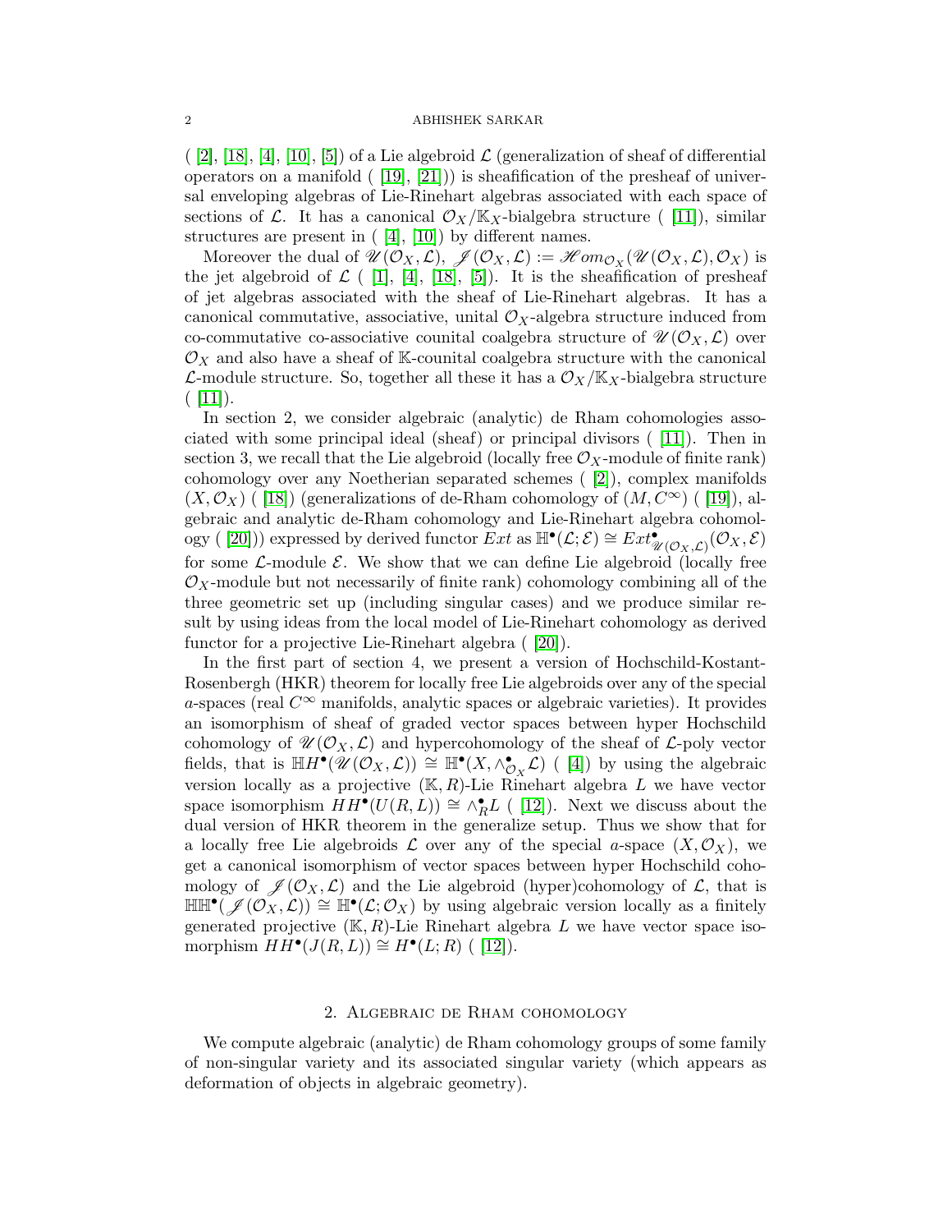( [2], [18], [4], [10], [5]) of a Lie algebroid $\mathcal{L}$ (generalization of sheaf of differential operators on a manifold ( [19], [21])) is sheafification of the presheaf of universal enveloping algebras of Lie-Rinehart algebras associated with each space of sections of $\mathcal{L}$. It has a canonical $\mathcal{O}_X/\mathbb{K}_X$-bialgebra structure ( [11]), similar structures are present in ( [4], [10]) by different names.

Moreover the dual of $\mathscr{U}(\mathcal{O}_X, \mathcal{L})$, $\mathscr{J}(\mathcal{O}_X, \mathcal{L}) := \mathscr{H}om_{\mathcal{O}_X}(\mathscr{U}(\mathcal{O}_X, \mathcal{L}), \mathcal{O}_X)$ is the jet algebroid of $\mathcal{L}$ ( [1], [4], [18], [5]). It is the sheafification of presheaf of jet algebras associated with the sheaf of Lie-Rinehart algebras. It has a canonical commutative, associative, unital $\mathcal{O}_X$-algebra structure induced from co-commutative co-associative counital coalgebra structure of $\mathscr{U}(\mathcal{O}_X, \mathcal{L})$ over $\mathcal{O}_X$ and also have a sheaf of $\mathbb{K}$-counital coalgebra structure with the canonical $\mathcal{L}$-module structure. So, together all these it has a $\mathcal{O}_X/\mathbb{K}_X$-bialgebra structure ( [11]).

In section 2, we consider algebraic (analytic) de Rham cohomologies associated with some principal ideal (sheaf) or principal divisors ( [11]). Then in section 3, we recall that the Lie algebroid (locally free $\mathcal{O}_X$-module of finite rank) cohomology over any Noetherian separated schemes ( [2]), complex manifolds $(X, \mathcal{O}_X)$ ( [18]) (generalizations of de-Rham cohomology of $(M, C^\infty)$ ( [19]), algebraic and analytic de-Rham cohomology and Lie-Rinehart algebra cohomology ( [20])) expressed by derived functor $Ext$ as $\mathbb{H}^\bullet(\mathcal{L}; \mathcal{E}) \cong Ext^\bullet_{\mathscr{U}(\mathcal{O}_X, \mathcal{L})}(\mathcal{O}_X, \mathcal{E})$ for some $\mathcal{L}$-module $\mathcal{E}$. We show that we can define Lie algebroid (locally free $\mathcal{O}_X$-module but not necessarily of finite rank) cohomology combining all of the three geometric set up (including singular cases) and we produce similar result by using ideas from the local model of Lie-Rinehart cohomology as derived functor for a projective Lie-Rinehart algebra ( [20]).

In the first part of section 4, we present a version of Hochschild-Kostant-Rosenbergh (HKR) theorem for locally free Lie algebroids over any of the special $a$-spaces (real $C^\infty$ manifolds, analytic spaces or algebraic varieties). It provides an isomorphism of sheaf of graded vector spaces between hyper Hochschild cohomology of $\mathscr{U}(\mathcal{O}_X, \mathcal{L})$ and hypercohomology of the sheaf of $\mathcal{L}$-poly vector fields, that is $\mathbb{H}H^\bullet(\mathscr{U}(\mathcal{O}_X, \mathcal{L})) \cong \mathbb{H}^\bullet(X, \wedge^\bullet_{\mathcal{O}_X}\mathcal{L})$ ( [4]) by using the algebraic version locally as a projective $(\mathbb{K}, R)$-Lie Rinehart algebra $L$ we have vector space isomorphism $HH^\bullet(U(R, L)) \cong \wedge^\bullet_R L$ ( [12]). Next we discuss about the dual version of HKR theorem in the generalize setup. Thus we show that for a locally free Lie algebroids $\mathcal{L}$ over any of the special $a$-space $(X, \mathcal{O}_X)$, we get a canonical isomorphism of vector spaces between hyper Hochschild cohomology of $\mathscr{J}(\mathcal{O}_X, \mathcal{L})$ and the Lie algebroid (hyper)cohomology of $\mathcal{L}$, that is $\mathbb{HH}^\bullet(\mathscr{J}(\mathcal{O}_X, \mathcal{L})) \cong \mathbb{H}^\bullet(\mathcal{L}; \mathcal{O}_X)$ by using algebraic version locally as a finitely generated projective $(\mathbb{K}, R)$-Lie Rinehart algebra $L$ we have vector space isomorphism $HH^\bullet(J(R, L)) \cong H^\bullet(L; R)$ ( [12]).

## 2. Algebraic de Rham cohomology

We compute algebraic (analytic) de Rham cohomology groups of some family of non-singular variety and its associated singular variety (which appears as deformation of objects in algebraic geometry).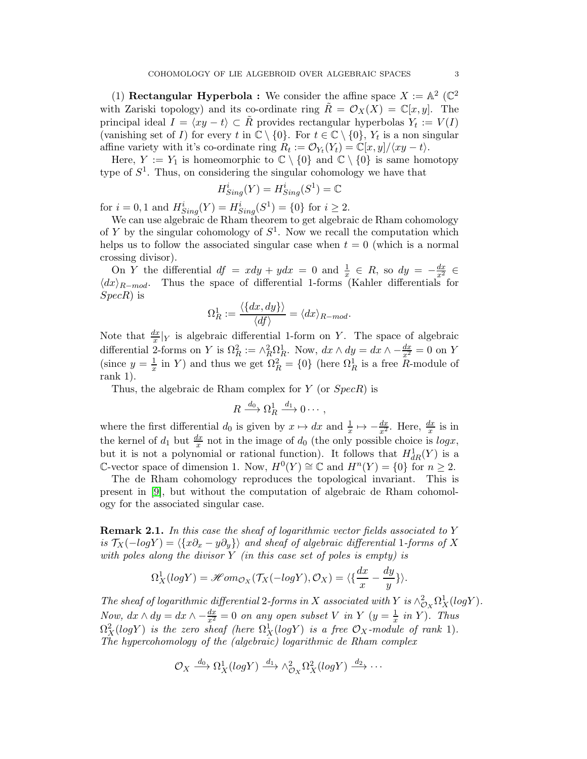(1) **Rectangular Hyperbola :** We consider the affine space $X := \mathbb{A}^2$ ($\mathbb{C}^2$ with Zariski topology) and its co-ordinate ring $\tilde{R} = \mathcal{O}_X(X) = \mathbb{C}[x, y]$. The principal ideal $I = \langle xy - t \rangle \subset \tilde{R}$ provides rectangular hyperbolas $Y_t := V(I)$ (vanishing set of $I$) for every $t$ in $\mathbb{C} \setminus \{0\}$. For $t \in \mathbb{C} \setminus \{0\}$, $Y_t$ is a non singular affine variety with it's co-ordinate ring $R_t := \mathcal{O}_{Y_t}(Y_t) = \mathbb{C}[x, y]/\langle xy - t \rangle$.

Here, $Y := Y_1$ is homeomorphic to $\mathbb{C} \setminus \{0\}$ and $\mathbb{C} \setminus \{0\}$ is same homotopy type of $S^1$. Thus, on considering the singular cohomology we have that

$$H^i_{Sing}(Y) = H^i_{Sing}(S^1) = \mathbb{C}$$

for $i = 0, 1$ and $H^i_{Sing}(Y) = H^i_{Sing}(S^1) = \{0\}$ for $i \geq 2$.

We can use algebraic de Rham theorem to get algebraic de Rham cohomology of $Y$ by the singular cohomology of $S^1$. Now we recall the computation which helps us to follow the associated singular case when $t = 0$ (which is a normal crossing divisor).

On $Y$ the differential $df = xdy + ydx = 0$ and $\frac{1}{x} \in R$, so $dy = -\frac{dx}{x^2} \in \langle dx \rangle_{R-mod}$. Thus the space of differential 1-forms (Kahler differentials for $SpecR$) is

$$\Omega^1_R := \frac{\langle \{dx, dy\} \rangle}{\langle df \rangle} = \langle dx \rangle_{R-mod}.$$

Note that $\frac{dx}{x}|_Y$ is algebraic differential 1-form on $Y$. The space of algebraic differential 2-forms on $Y$ is $\Omega^2_R := \wedge^2_R \Omega^1_R$. Now, $dx \wedge dy = dx \wedge -\frac{dx}{x^2} = 0$ on $Y$ (since $y = \frac{1}{x}$ in $Y$) and thus we get $\Omega^2_R = \{0\}$ (here $\Omega^1_R$ is a free $R$-module of rank 1).

Thus, the algebraic de Rham complex for $Y$ (or $SpecR$) is

$$R \xrightarrow{d_0} \Omega^1_R \xrightarrow{d_1} 0 \cdots,$$

where the first differential $d_0$ is given by $x \mapsto dx$ and $\frac{1}{x} \mapsto -\frac{dx}{x^2}$. Here, $\frac{dx}{x}$ is in the kernel of $d_1$ but $\frac{dx}{x}$ not in the image of $d_0$ (the only possible choice is $logx$, but it is not a polynomial or rational function). It follows that $H^1_{dR}(Y)$ is a $\mathbb{C}$-vector space of dimension 1. Now, $H^0(Y) \cong \mathbb{C}$ and $H^n(Y) = \{0\}$ for $n \geq 2$.

The de Rham cohomology reproduces the topological invariant. This is present in [9], but without the computation of algebraic de Rham cohomology for the associated singular case.

**Remark 2.1.** *In this case the sheaf of logarithmic vector fields associated to $Y$ is $\mathcal{T}_X(-logY) = \langle \{x\partial_x - y\partial_y\} \rangle$ and sheaf of algebraic differential 1-forms of $X$ with poles along the divisor $Y$ (in this case set of poles is empty) is*

$$\Omega^1_X(logY) = \mathscr{H}om_{\mathcal{O}_X}(\mathcal{T}_X(-logY), \mathcal{O}_X) = \langle \{\frac{dx}{x} - \frac{dy}{y}\} \rangle.$$

*The sheaf of logarithmic differential 2-forms in $X$ associated with $Y$ is $\wedge^2_{\mathcal{O}_X} \Omega^1_X(logY)$. Now, $dx \wedge dy = dx \wedge -\frac{dx}{x^2} = 0$ on any open subset $V$ in $Y$ ($y = \frac{1}{x}$ in $Y$). Thus $\Omega^2_X(logY)$ is the zero sheaf (here $\Omega^1_X(logY)$ is a free $\mathcal{O}_X$-module of rank 1). The hypercohomology of the (algebraic) logarithmic de Rham complex*

$$\mathcal{O}_X \xrightarrow{d_0} \Omega^1_X(logY) \xrightarrow{d_1} \wedge^2_{\mathcal{O}_X} \Omega^2_X(logY) \xrightarrow{d_2} \cdots$$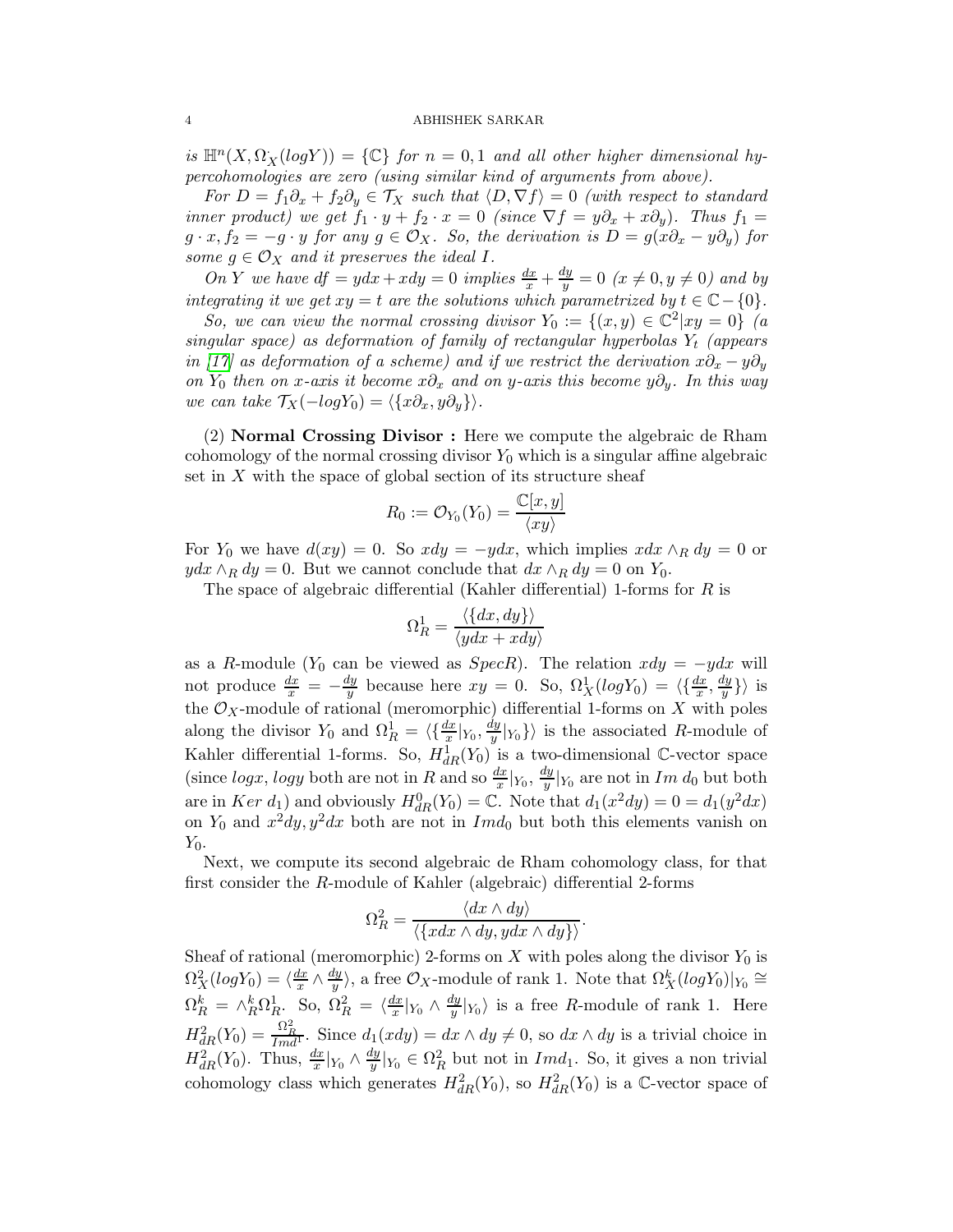*is $\mathbb{H}^n(X, \Omega^{\cdot}_X(logY)) = \{\mathbb{C}\}$ for $n = 0, 1$ and all other higher dimensional hypercohomologies are zero (using similar kind of arguments from above).*

*For $D = f_1\partial_x + f_2\partial_y \in \mathcal{T}_X$ such that $\langle D, \nabla f\rangle = 0$ (with respect to standard inner product) we get $f_1 \cdot y + f_2 \cdot x = 0$ (since $\nabla f = y\partial_x + x\partial_y$). Thus $f_1 = g \cdot x, f_2 = -g \cdot y$ for any $g \in \mathcal{O}_X$. So, the derivation is $D = g(x\partial_x - y\partial_y)$ for some $g \in \mathcal{O}_X$ and it preserves the ideal $I$.*

*On $Y$ we have $df = ydx + xdy = 0$ implies $\frac{dx}{x} + \frac{dy}{y} = 0$ ($x \neq 0, y \neq 0$) and by integrating it we get $xy = t$ are the solutions which parametrized by $t \in \mathbb{C} - \{0\}$.*

*So, we can view the normal crossing divisor $Y_0 := \{(x, y) \in \mathbb{C}^2 | xy = 0\}$ (a singular space) as deformation of family of rectangular hyperbolas $Y_t$ (appears in [17] as deformation of a scheme) and if we restrict the derivation $x\partial_x - y\partial_y$ on $Y_0$ then on $x$-axis it become $x\partial_x$ and on $y$-axis this become $y\partial_y$. In this way we can take $\mathcal{T}_X(-logY_0) = \langle\{x\partial_x, y\partial_y\}\rangle$.*

(2) **Normal Crossing Divisor :** Here we compute the algebraic de Rham cohomology of the normal crossing divisor $Y_0$ which is a singular affine algebraic set in $X$ with the space of global section of its structure sheaf

$$R_0 := \mathcal{O}_{Y_0}(Y_0) = \frac{\mathbb{C}[x, y]}{\langle xy\rangle}$$

For $Y_0$ we have $d(xy) = 0$. So $xdy = -ydx$, which implies $xdx \wedge_R dy = 0$ or $ydx \wedge_R dy = 0$. But we cannot conclude that $dx \wedge_R dy = 0$ on $Y_0$.

The space of algebraic differential (Kahler differential) 1-forms for $R$ is

$$\Omega^1_R = \frac{\langle\{dx, dy\}\rangle}{\langle ydx + xdy\rangle}$$

as a $R$-module ($Y_0$ can be viewed as $SpecR$). The relation $xdy = -ydx$ will not produce $\frac{dx}{x} = -\frac{dy}{y}$ because here $xy = 0$. So, $\Omega^1_X(logY_0) = \langle\{\frac{dx}{x}, \frac{dy}{y}\}\rangle$ is the $\mathcal{O}_X$-module of rational (meromorphic) differential 1-forms on $X$ with poles along the divisor $Y_0$ and $\Omega^1_R = \langle\{\frac{dx}{x}|_{Y_0}, \frac{dy}{y}|_{Y_0}\}\rangle$ is the associated $R$-module of Kahler differential 1-forms. So, $H^1_{dR}(Y_0)$ is a two-dimensional $\mathbb{C}$-vector space (since $logx, logy$ both are not in $R$ and so $\frac{dx}{x}|_{Y_0}, \frac{dy}{y}|_{Y_0}$ are not in $Im\ d_0$ but both are in $Ker\ d_1$) and obviously $H^0_{dR}(Y_0) = \mathbb{C}$. Note that $d_1(x^2dy) = 0 = d_1(y^2dx)$ on $Y_0$ and $x^2dy, y^2dx$ both are not in $Imd_0$ but both this elements vanish on $Y_0$.

Next, we compute its second algebraic de Rham cohomology class, for that first consider the $R$-module of Kahler (algebraic) differential 2-forms

$$\Omega^2_R = \frac{\langle dx \wedge dy\rangle}{\langle\{xdx \wedge dy, ydx \wedge dy\}\rangle}.$$

Sheaf of rational (meromorphic) 2-forms on $X$ with poles along the divisor $Y_0$ is $\Omega^2_X(logY_0) = \langle\frac{dx}{x} \wedge \frac{dy}{y}\rangle$, a free $\mathcal{O}_X$-module of rank 1. Note that $\Omega^k_X(logY_0)|_{Y_0} \cong \Omega^k_R = \wedge^k_R\Omega^1_R$. So, $\Omega^2_R = \langle\frac{dx}{x}|_{Y_0} \wedge \frac{dy}{y}|_{Y_0}\rangle$ is a free $R$-module of rank 1. Here $H^2_{dR}(Y_0) = \frac{\Omega^2_R}{Imd^1}$. Since $d_1(xdy) = dx \wedge dy \neq 0$, so $dx \wedge dy$ is a trivial choice in $H^2_{dR}(Y_0)$. Thus, $\frac{dx}{x}|_{Y_0} \wedge \frac{dy}{y}|_{Y_0} \in \Omega^2_R$ but not in $Imd_1$. So, it gives a non trivial cohomology class which generates $H^2_{dR}(Y_0)$, so $H^2_{dR}(Y_0)$ is a $\mathbb{C}$-vector space of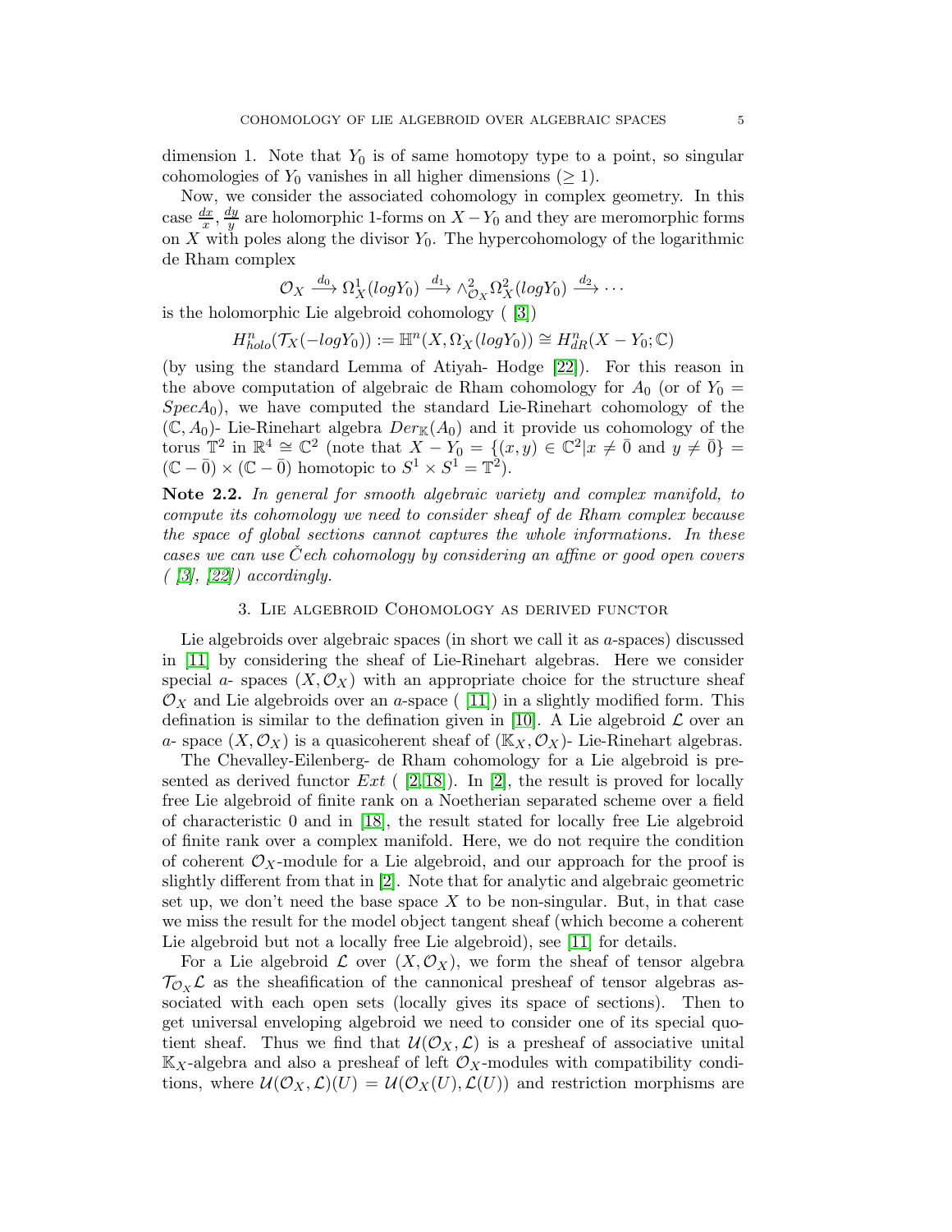dimension 1. Note that $Y_0$ is of same homotopy type to a point, so singular cohomologies of $Y_0$ vanishes in all higher dimensions ($\geq 1$).

Now, we consider the associated cohomology in complex geometry. In this case $\frac{dx}{x}, \frac{dy}{y}$ are holomorphic 1-forms on $X - Y_0$ and they are meromorphic forms on $X$ with poles along the divisor $Y_0$. The hypercohomology of the logarithmic de Rham complex

$$\mathcal{O}_X \xrightarrow{d_0} \Omega^1_X(logY_0) \xrightarrow{d_1} \wedge^2_{\mathcal{O}_X}\Omega^2_X(logY_0) \xrightarrow{d_2} \cdots$$

is the holomorphic Lie algebroid cohomology ( [3])

$$H^n_{holo}(\mathcal{T}_X(-logY_0)) := \mathbb{H}^n(X, \Omega^{\cdot}_X(logY_0)) \cong H^n_{dR}(X - Y_0; \mathbb{C})$$

(by using the standard Lemma of Atiyah- Hodge [22]). For this reason in the above computation of algebraic de Rham cohomology for $A_0$ (or of $Y_0 = SpecA_0$), we have computed the standard Lie-Rinehart cohomology of the $(\mathbb{C}, A_0)$- Lie-Rinehart algebra $Der_{\mathbb{K}}(A_0)$ and it provide us cohomology of the torus $\mathbb{T}^2$ in $\mathbb{R}^4 \cong \mathbb{C}^2$ (note that $X - Y_0 = \{(x, y) \in \mathbb{C}^2 | x \neq \bar{0} \text{ and } y \neq \bar{0}\} = (\mathbb{C} - \bar{0}) \times (\mathbb{C} - \bar{0})$ homotopic to $S^1 \times S^1 = \mathbb{T}^2$).

**Note 2.2.** *In general for smooth algebraic variety and complex manifold, to compute its cohomology we need to consider sheaf of de Rham complex because the space of global sections cannot captures the whole informations. In these cases we can use Čech cohomology by considering an affine or good open covers ( [3], [22]) accordingly.*

## 3. Lie algebroid Cohomology as derived functor

Lie algebroids over algebraic spaces (in short we call it as *a*-spaces) discussed in [11] by considering the sheaf of Lie-Rinehart algebras. Here we consider special *a*- spaces $(X, \mathcal{O}_X)$ with an appropriate choice for the structure sheaf $\mathcal{O}_X$ and Lie algebroids over an *a*-space ( [11]) in a slightly modified form. This defination is similar to the defination given in [10]. A Lie algebroid $\mathcal{L}$ over an *a*- space $(X, \mathcal{O}_X)$ is a quasicoherent sheaf of $(\mathbb{K}_X, \mathcal{O}_X)$- Lie-Rinehart algebras.

The Chevalley-Eilenberg- de Rham cohomology for a Lie algebroid is presented as derived functor $Ext$ ( [2,18]). In [2], the result is proved for locally free Lie algebroid of finite rank on a Noetherian separated scheme over a field of characteristic 0 and in [18], the result stated for locally free Lie algebroid of finite rank over a complex manifold. Here, we do not require the condition of coherent $\mathcal{O}_X$-module for a Lie algebroid, and our approach for the proof is slightly different from that in [2]. Note that for analytic and algebraic geometric set up, we don't need the base space $X$ to be non-singular. But, in that case we miss the result for the model object tangent sheaf (which become a coherent Lie algebroid but not a locally free Lie algebroid), see [11] for details.

For a Lie algebroid $\mathcal{L}$ over $(X, \mathcal{O}_X)$, we form the sheaf of tensor algebra $\mathcal{T}_{\mathcal{O}_X}\mathcal{L}$ as the sheafification of the cannonical presheaf of tensor algebras associated with each open sets (locally gives its space of sections). Then to get universal enveloping algebroid we need to consider one of its special quotient sheaf. Thus we find that $\mathcal{U}(\mathcal{O}_X, \mathcal{L})$ is a presheaf of associative unital $\mathbb{K}_X$-algebra and also a presheaf of left $\mathcal{O}_X$-modules with compatibility conditions, where $\mathcal{U}(\mathcal{O}_X, \mathcal{L})(U) = \mathcal{U}(\mathcal{O}_X(U), \mathcal{L}(U))$ and restriction morphisms are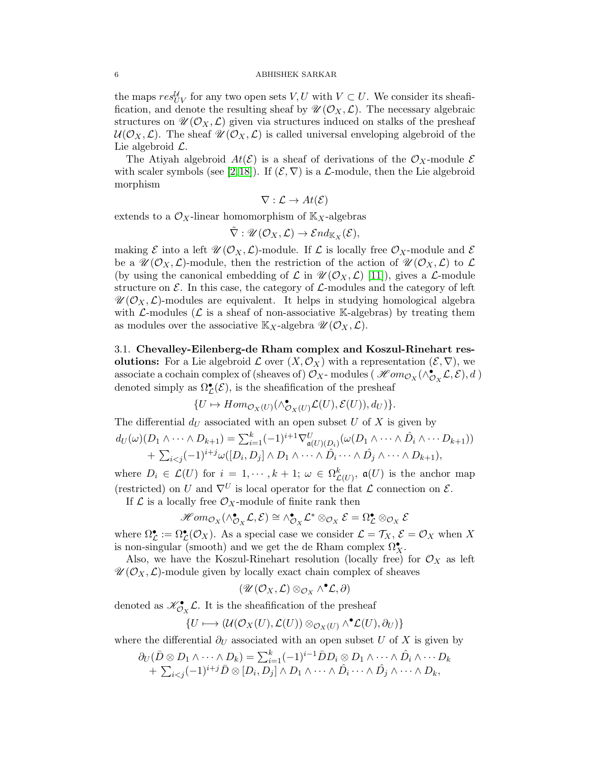the maps $res^{\mathcal{U}}_{UV}$ for any two open sets $V, U$ with $V \subset U$. We consider its sheafification, and denote the resulting sheaf by $\mathscr{U}(\mathcal{O}_X, \mathcal{L})$. The necessary algebraic structures on $\mathscr{U}(\mathcal{O}_X, \mathcal{L})$ given via structures induced on stalks of the presheaf $\mathcal{U}(\mathcal{O}_X, \mathcal{L})$. The sheaf $\mathscr{U}(\mathcal{O}_X, \mathcal{L})$ is called universal enveloping algebroid of the Lie algebroid $\mathcal{L}$.

The Atiyah algebroid $At(\mathcal{E})$ is a sheaf of derivations of the $\mathcal{O}_X$-module $\mathcal{E}$ with scaler symbols (see [2, 18]). If $(\mathcal{E}, \nabla)$ is a $\mathcal{L}$-module, then the Lie algebroid morphism

$$\nabla : \mathcal{L} \to At(\mathcal{E})$$

extends to a $\mathcal{O}_X$-linear homomorphism of $\mathbb{K}_X$-algebras

$$\tilde{\nabla} : \mathscr{U}(\mathcal{O}_X, \mathcal{L}) \to \mathcal{E}nd_{\mathbb{K}_X}(\mathcal{E}),$$

making $\mathcal{E}$ into a left $\mathscr{U}(\mathcal{O}_X, \mathcal{L})$-module. If $\mathcal{L}$ is locally free $\mathcal{O}_X$-module and $\mathcal{E}$ be a $\mathscr{U}(\mathcal{O}_X, \mathcal{L})$-module, then the restriction of the action of $\mathscr{U}(\mathcal{O}_X, \mathcal{L})$ to $\mathcal{L}$ (by using the canonical embedding of $\mathcal{L}$ in $\mathscr{U}(\mathcal{O}_X, \mathcal{L})$ [11]), gives a $\mathcal{L}$-module structure on $\mathcal{E}$. In this case, the category of $\mathcal{L}$-modules and the category of left $\mathscr{U}(\mathcal{O}_X, \mathcal{L})$-modules are equivalent. It helps in studying homological algebra with $\mathcal{L}$-modules ($\mathcal{L}$ is a sheaf of non-associative $\mathbb{K}$-algebras) by treating them as modules over the associative $\mathbb{K}_X$-algebra $\mathscr{U}(\mathcal{O}_X, \mathcal{L})$.

### 3.1. Chevalley-Eilenberg-de Rham complex and Koszul-Rinehart resolutions:

For a Lie algebroid $\mathcal{L}$ over $(X, \mathcal{O}_X)$ with a representation $(\mathcal{E}, \nabla)$, we associate a cochain complex of (sheaves of) $\mathcal{O}_X$- modules $(\mathscr{H}om_{\mathcal{O}_X}(\wedge^\bullet_{\mathcal{O}_X}\mathcal{L}, \mathcal{E}), d)$ denoted simply as $\Omega^\bullet_{\mathcal{L}}(\mathcal{E})$, is the sheafification of the presheaf

$$\{U \mapsto Hom_{\mathcal{O}_X(U)}(\wedge^\bullet_{\mathcal{O}_X(U)}\mathcal{L}(U), \mathcal{E}(U)), d_U)\}.$$

The differential $d_U$ associated with an open subset $U$ of $X$ is given by

$$d_U(\omega)(D_1 \wedge \cdots \wedge D_{k+1}) = \textstyle\sum_{i=1}^{k}(-1)^{i+1}\nabla^U_{\mathfrak{a}(U)(D_i)}(\omega(D_1 \wedge \cdots \wedge \hat{D}_i \wedge \cdots D_{k+1}))$$
$$+ \textstyle\sum_{i<j}(-1)^{i+j}\omega([D_i, D_j] \wedge D_1 \wedge \cdots \wedge \hat{D}_i \cdots \wedge \hat{D}_j \wedge \cdots \wedge D_{k+1}),$$

where $D_i \in \mathcal{L}(U)$ for $i = 1, \cdots, k+1$; $\omega \in \Omega^k_{\mathcal{L}(U)}$, $\mathfrak{a}(U)$ is the anchor map (restricted) on $U$ and $\nabla^U$ is local operator for the flat $\mathcal{L}$ connection on $\mathcal{E}$.

If $\mathcal{L}$ is a locally free $\mathcal{O}_X$-module of finite rank then

$$\mathscr{H}om_{\mathcal{O}_X}(\wedge^\bullet_{\mathcal{O}_X}\mathcal{L}, \mathcal{E}) \cong \wedge^\bullet_{\mathcal{O}_X}\mathcal{L}^* \otimes_{\mathcal{O}_X} \mathcal{E} = \Omega^\bullet_{\mathcal{L}} \otimes_{\mathcal{O}_X} \mathcal{E}$$

where $\Omega^\bullet_{\mathcal{L}} := \Omega^\bullet_{\mathcal{L}}(\mathcal{O}_X)$. As a special case we consider $\mathcal{L} = \mathcal{T}_X$, $\mathcal{E} = \mathcal{O}_X$ when $X$ is non-singular (smooth) and we get the de Rham complex $\Omega^\bullet_X$.

Also, we have the Koszul-Rinehart resolution (locally free) for $\mathcal{O}_X$ as left $\mathscr{U}(\mathcal{O}_X, \mathcal{L})$-module given by locally exact chain complex of sheaves

$$(\mathscr{U}(\mathcal{O}_X, \mathcal{L}) \otimes_{\mathcal{O}_X} \wedge^\bullet \mathcal{L}, \partial)$$

denoted as $\mathscr{K}^\bullet_{\mathcal{O}_X}\mathcal{L}$. It is the sheafification of the presheaf

$$\{U \longmapsto (\mathcal{U}(\mathcal{O}_X(U), \mathcal{L}(U)) \otimes_{\mathcal{O}_X(U)} \wedge^\bullet \mathcal{L}(U), \partial_U)\}$$

where the differential $\partial_U$ associated with an open subset $U$ of $X$ is given by

$$\partial_U(\bar{D} \otimes D_1 \wedge \cdots \wedge D_k) = \textstyle\sum_{i=1}^{k}(-1)^{i-1}\bar{D}D_i \otimes D_1 \wedge \cdots \wedge \hat{D}_i \wedge \cdots D_k$$
$$+ \textstyle\sum_{i<j}(-1)^{i+j}\bar{D} \otimes [D_i, D_j] \wedge D_1 \wedge \cdots \wedge \hat{D}_i \cdots \wedge \hat{D}_j \wedge \cdots \wedge D_k,$$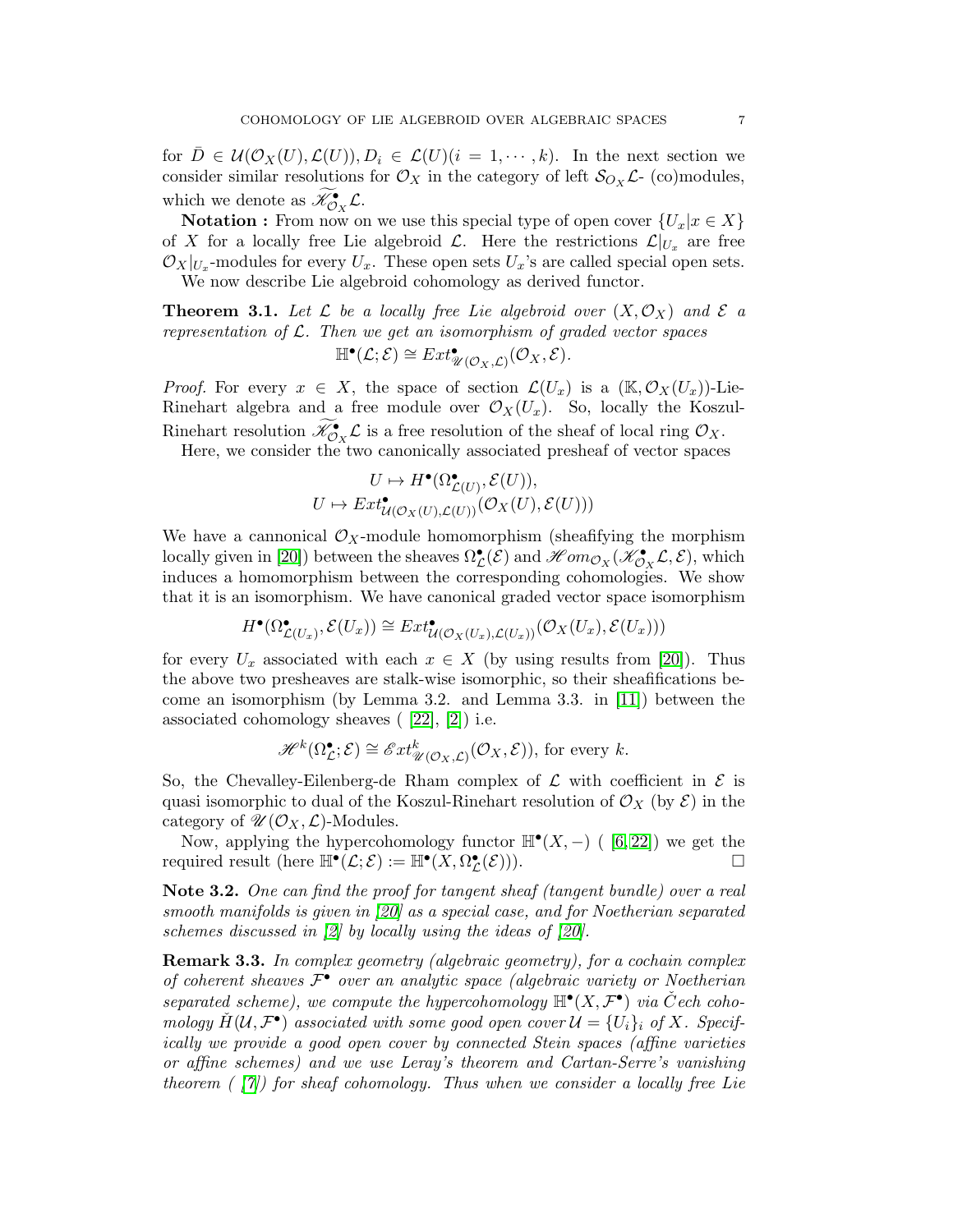for $\bar{D} \in \mathcal{U}(\mathcal{O}_X(U), \mathcal{L}(U)), D_i \in \mathcal{L}(U)(i = 1, \cdots, k)$. In the next section we consider similar resolutions for $\mathcal{O}_X$ in the category of left $\mathcal{S}_{O_X}\mathcal{L}$- (co)modules, which we denote as $\widetilde{\mathscr{K}^{\bullet}_{\mathcal{O}_X}}\mathcal{L}$.

**Notation :** From now on we use this special type of open cover $\{U_x | x \in X\}$ of $X$ for a locally free Lie algebroid $\mathcal{L}$. Here the restrictions $\mathcal{L}|_{U_x}$ are free $\mathcal{O}_X|_{U_x}$-modules for every $U_x$. These open sets $U_x$'s are called special open sets.

We now describe Lie algebroid cohomology as derived functor.

**Theorem 3.1.** *Let $\mathcal{L}$ be a locally free Lie algebroid over $(X, \mathcal{O}_X)$ and $\mathcal{E}$ a representation of $\mathcal{L}$. Then we get an isomorphism of graded vector spaces*

$$\mathbb{H}^{\bullet}(\mathcal{L}; \mathcal{E}) \cong Ext^{\bullet}_{\mathscr{U}(\mathcal{O}_X, \mathcal{L})}(\mathcal{O}_X, \mathcal{E}).$$

*Proof.* For every $x \in X$, the space of section $\mathcal{L}(U_x)$ is a $(\mathbb{K}, \mathcal{O}_X(U_x))$-Lie-Rinehart algebra and a free module over $\mathcal{O}_X(U_x)$. So, locally the Koszul-Rinehart resolution $\widetilde{\mathscr{K}^{\bullet}_{\mathcal{O}_X}}\mathcal{L}$ is a free resolution of the sheaf of local ring $\mathcal{O}_X$.

Here, we consider the two canonically associated presheaf of vector spaces

$$U \mapsto H^{\bullet}(\Omega^{\bullet}_{\mathcal{L}(U)}, \mathcal{E}(U)),$$
$$U \mapsto Ext^{\bullet}_{\mathcal{U}(\mathcal{O}_X(U), \mathcal{L}(U))}(\mathcal{O}_X(U), \mathcal{E}(U)))$$

We have a cannonical $\mathcal{O}_X$-module homomorphism (sheafifying the morphism locally given in [20]) between the sheaves $\Omega^{\bullet}_{\mathcal{L}}(\mathcal{E})$ and $\mathscr{H}om_{\mathcal{O}_X}(\mathscr{K}^{\bullet}_{\mathcal{O}_X}\mathcal{L}, \mathcal{E})$, which induces a homomorphism between the corresponding cohomologies. We show that it is an isomorphism. We have canonical graded vector space isomorphism

$$H^{\bullet}(\Omega^{\bullet}_{\mathcal{L}(U_x)}, \mathcal{E}(U_x)) \cong Ext^{\bullet}_{\mathcal{U}(\mathcal{O}_X(U_x), \mathcal{L}(U_x))}(\mathcal{O}_X(U_x), \mathcal{E}(U_x)))$$

for every $U_x$ associated with each $x \in X$ (by using results from [20]). Thus the above two presheaves are stalk-wise isomorphic, so their sheafifications become an isomorphism (by Lemma 3.2. and Lemma 3.3. in [11]) between the associated cohomology sheaves ( [22], [2]) i.e.

$$\mathscr{H}^k(\Omega^{\bullet}_{\mathcal{L}}; \mathcal{E}) \cong \mathscr{E}xt^k_{\mathscr{U}(\mathcal{O}_X, \mathcal{L})}(\mathcal{O}_X, \mathcal{E})), \text{ for every } k.$$

So, the Chevalley-Eilenberg-de Rham complex of $\mathcal{L}$ with coefficient in $\mathcal{E}$ is quasi isomorphic to dual of the Koszul-Rinehart resolution of $\mathcal{O}_X$ (by $\mathcal{E}$) in the category of $\mathscr{U}(\mathcal{O}_X, \mathcal{L})$-Modules.

Now, applying the hypercohomology functor $\mathbb{H}^{\bullet}(X, -)$ ( [6, 22]) we get the required result (here $\mathbb{H}^{\bullet}(\mathcal{L}; \mathcal{E}) := \mathbb{H}^{\bullet}(X, \Omega^{\bullet}_{\mathcal{L}}(\mathcal{E})))$. □

**Note 3.2.** *One can find the proof for tangent sheaf (tangent bundle) over a real smooth manifolds is given in [20] as a special case, and for Noetherian separated schemes discussed in [2] by locally using the ideas of [20].*

**Remark 3.3.** *In complex geometry (algebraic geometry), for a cochain complex of coherent sheaves $\mathcal{F}^{\bullet}$ over an analytic space (algebraic variety or Noetherian separated scheme), we compute the hypercohomology $\mathbb{H}^{\bullet}(X, \mathcal{F}^{\bullet})$ via Čech cohomology $\check{H}(\mathcal{U}, \mathcal{F}^{\bullet})$ associated with some good open cover $\mathcal{U} = \{U_i\}_i$ of $X$. Specifically we provide a good open cover by connected Stein spaces (affine varieties or affine schemes) and we use Leray's theorem and Cartan-Serre's vanishing theorem ( [7]) for sheaf cohomology. Thus when we consider a locally free Lie*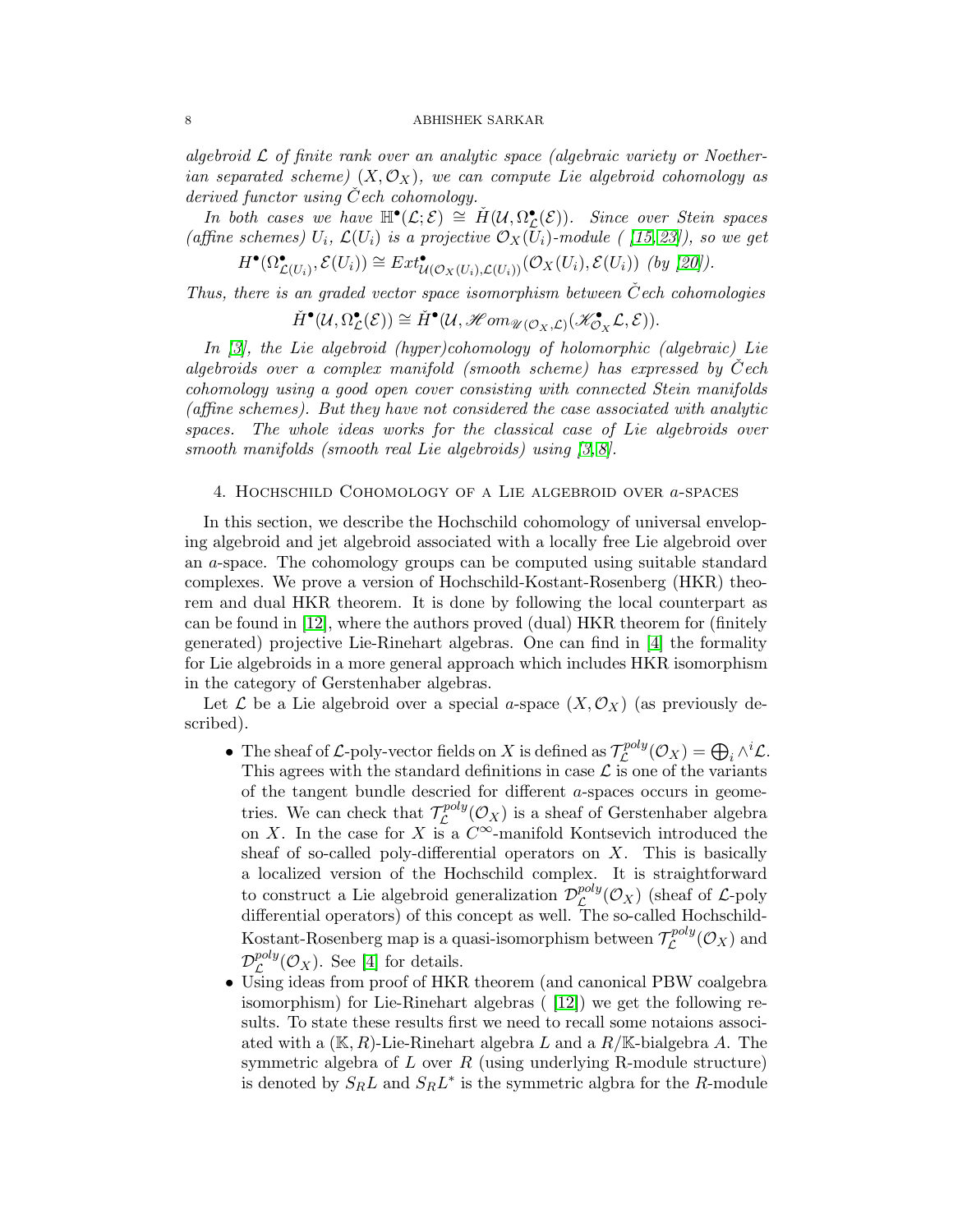*algebroid $\mathcal{L}$ of finite rank over an analytic space (algebraic variety or Noetherian separated scheme) $(X, \mathcal{O}_X)$, we can compute Lie algebroid cohomology as derived functor using Čech cohomology.*

*In both cases we have $\mathbb{H}^\bullet(\mathcal{L};\mathcal{E}) \cong \check{H}(\mathcal{U}, \Omega^\bullet_{\mathcal{L}}(\mathcal{E}))$. Since over Stein spaces (affine schemes) $U_i$, $\mathcal{L}(U_i)$ is a projective $\mathcal{O}_X(U_i)$-module ( [15, 23]), so we get*

$$H^\bullet(\Omega^\bullet_{\mathcal{L}(U_i)}, \mathcal{E}(U_i)) \cong Ext^\bullet_{\mathcal{U}(\mathcal{O}_X(U_i), \mathcal{L}(U_i))}(\mathcal{O}_X(U_i), \mathcal{E}(U_i)) \text{ (by [20]).}$$

*Thus, there is an graded vector space isomorphism between Čech cohomologies*

$$\check{H}^\bullet(\mathcal{U}, \Omega^\bullet_{\mathcal{L}}(\mathcal{E})) \cong \check{H}^\bullet(\mathcal{U}, \mathscr{H}om_{\mathscr{U}(\mathcal{O}_X, \mathcal{L})}(\mathscr{K}^\bullet_{\mathcal{O}_X}\mathcal{L}, \mathcal{E})).$$

*In [3], the Lie algebroid (hyper)cohomology of holomorphic (algebraic) Lie algebroids over a complex manifold (smooth scheme) has expressed by Čech cohomology using a good open cover consisting with connected Stein manifolds (affine schemes). But they have not considered the case associated with analytic spaces. The whole ideas works for the classical case of Lie algebroids over smooth manifolds (smooth real Lie algebroids) using [3, 8].*

## 4. Hochschild Cohomology of a Lie algebroid over $a$-spaces

In this section, we describe the Hochschild cohomology of universal enveloping algebroid and jet algebroid associated with a locally free Lie algebroid over an $a$-space. The cohomology groups can be computed using suitable standard complexes. We prove a version of Hochschild-Kostant-Rosenberg (HKR) theorem and dual HKR theorem. It is done by following the local counterpart as can be found in [12], where the authors proved (dual) HKR theorem for (finitely generated) projective Lie-Rinehart algebras. One can find in [4] the formality for Lie algebroids in a more general approach which includes HKR isomorphism in the category of Gerstenhaber algebras.

Let $\mathcal{L}$ be a Lie algebroid over a special $a$-space $(X, \mathcal{O}_X)$ (as previously described).

- The sheaf of $\mathcal{L}$-poly-vector fields on $X$ is defined as $\mathcal{T}^{poly}_{\mathcal{L}}(\mathcal{O}_X) = \bigoplus_i \wedge^i \mathcal{L}$. This agrees with the standard definitions in case $\mathcal{L}$ is one of the variants of the tangent bundle descried for different $a$-spaces occurs in geometries. We can check that $\mathcal{T}^{poly}_{\mathcal{L}}(\mathcal{O}_X)$ is a sheaf of Gerstenhaber algebra on $X$. In the case for $X$ is a $C^\infty$-manifold Kontsevich introduced the sheaf of so-called poly-differential operators on $X$. This is basically a localized version of the Hochschild complex. It is straightforward to construct a Lie algebroid generalization $\mathcal{D}^{poly}_{\mathcal{L}}(\mathcal{O}_X)$ (sheaf of $\mathcal{L}$-poly differential operators) of this concept as well. The so-called Hochschild-Kostant-Rosenberg map is a quasi-isomorphism between $\mathcal{T}^{poly}_{\mathcal{L}}(\mathcal{O}_X)$ and $\mathcal{D}^{poly}_{\mathcal{L}}(\mathcal{O}_X)$. See [4] for details.
- Using ideas from proof of HKR theorem (and canonical PBW coalgebra isomorphism) for Lie-Rinehart algebras ( [12]) we get the following results. To state these results first we need to recall some notaions associated with a $(\mathbb{K}, R)$-Lie-Rinehart algebra $L$ and a $R/\mathbb{K}$-bialgebra $A$. The symmetric algebra of $L$ over $R$ (using underlying R-module structure) is denoted by $S_R L$ and $S_R L^*$ is the symmetric algbra for the $R$-module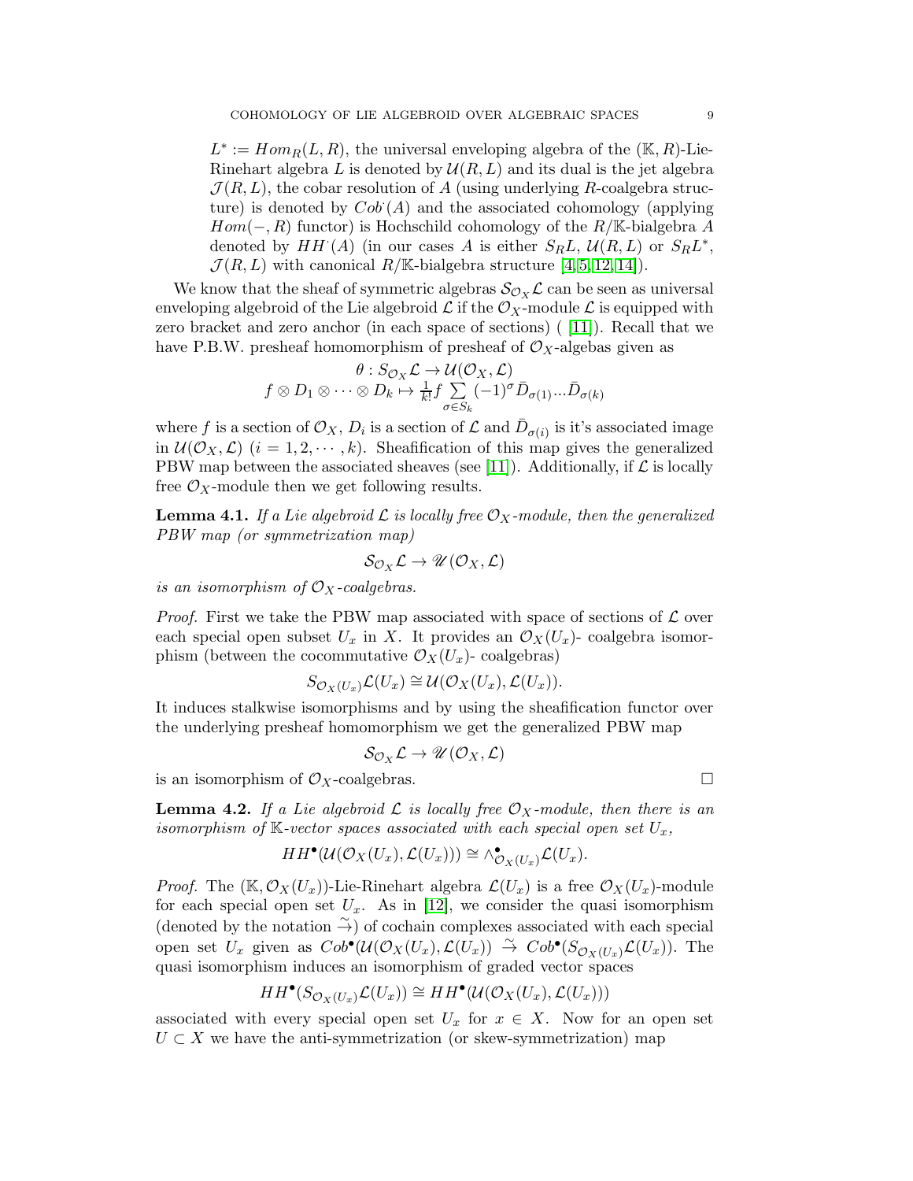$L^* := Hom_R(L, R)$, the universal enveloping algebra of the $(\mathbb{K}, R)$-Lie-Rinehart algebra $L$ is denoted by $\mathcal{U}(R, L)$ and its dual is the jet algebra $\mathcal{J}(R, L)$, the cobar resolution of $A$ (using underlying $R$-coalgebra structure) is denoted by $Cob^{\cdot}(A)$ and the associated cohomology (applying $Hom(-, R)$ functor) is Hochschild cohomology of the $R/\mathbb{K}$-bialgebra $A$ denoted by $HH^{\cdot}(A)$ (in our cases $A$ is either $S_R L$, $\mathcal{U}(R, L)$ or $S_R L^*$, $\mathcal{J}(R, L)$ with canonical $R/\mathbb{K}$-bialgebra structure [4,5,12,14]).

We know that the sheaf of symmetric algebras $\mathcal{S}_{\mathcal{O}_X}\mathcal{L}$ can be seen as universal enveloping algebroid of the Lie algebroid $\mathcal{L}$ if the $\mathcal{O}_X$-module $\mathcal{L}$ is equipped with zero bracket and zero anchor (in each space of sections) ( [11]). Recall that we have P.B.W. presheaf homomorphism of presheaf of $\mathcal{O}_X$-algebas given as

$$\theta : S_{\mathcal{O}_X}\mathcal{L} \to \mathcal{U}(\mathcal{O}_X, \mathcal{L})$$
$$f \otimes D_1 \otimes \cdots \otimes D_k \mapsto \frac{1}{k!} f \sum_{\sigma \in S_k} (-1)^{\sigma} \bar{D}_{\sigma(1)} ... \bar{D}_{\sigma(k)}$$

where $f$ is a section of $\mathcal{O}_X$, $D_i$ is a section of $\mathcal{L}$ and $\bar{D}_{\sigma(i)}$ is it's associated image in $\mathcal{U}(\mathcal{O}_X, \mathcal{L})$ $(i = 1, 2, \cdots, k)$. Sheafification of this map gives the generalized PBW map between the associated sheaves (see [11]). Additionally, if $\mathcal{L}$ is locally free $\mathcal{O}_X$-module then we get following results.

**Lemma 4.1.** *If a Lie algebroid $\mathcal{L}$ is locally free $\mathcal{O}_X$-module, then the generalized PBW map (or symmetrization map)*

$$\mathcal{S}_{\mathcal{O}_X}\mathcal{L} \to \mathscr{U}(\mathcal{O}_X, \mathcal{L})$$

*is an isomorphism of $\mathcal{O}_X$-coalgebras.*

*Proof.* First we take the PBW map associated with space of sections of $\mathcal{L}$ over each special open subset $U_x$ in $X$. It provides an $\mathcal{O}_X(U_x)$- coalgebra isomorphism (between the cocommutative $\mathcal{O}_X(U_x)$- coalgebras)

$$S_{\mathcal{O}_X(U_x)}\mathcal{L}(U_x) \cong \mathcal{U}(\mathcal{O}_X(U_x), \mathcal{L}(U_x)).$$

It induces stalkwise isomorphisms and by using the sheafification functor over the underlying presheaf homomorphism we get the generalized PBW map

$$\mathcal{S}_{\mathcal{O}_X}\mathcal{L} \to \mathscr{U}(\mathcal{O}_X, \mathcal{L})$$

is an isomorphism of $\mathcal{O}_X$-coalgebras. □

**Lemma 4.2.** *If a Lie algebroid $\mathcal{L}$ is locally free $\mathcal{O}_X$-module, then there is an isomorphism of $\mathbb{K}$-vector spaces associated with each special open set $U_x$,*

$$HH^{\bullet}(\mathcal{U}(\mathcal{O}_X(U_x), \mathcal{L}(U_x))) \cong \wedge^{\bullet}_{\mathcal{O}_X(U_x)}\mathcal{L}(U_x).$$

*Proof.* The $(\mathbb{K}, \mathcal{O}_X(U_x))$-Lie-Rinehart algebra $\mathcal{L}(U_x)$ is a free $\mathcal{O}_X(U_x)$-module for each special open set $U_x$. As in [12], we consider the quasi isomorphism (denoted by the notation $\tilde{\to}$) of cochain complexes associated with each special open set $U_x$ given as $Cob^{\bullet}(\mathcal{U}(\mathcal{O}_X(U_x), \mathcal{L}(U_x)) \tilde{\to} Cob^{\bullet}(S_{\mathcal{O}_X(U_x)}\mathcal{L}(U_x))$. The quasi isomorphism induces an isomorphism of graded vector spaces

$$HH^{\bullet}(S_{\mathcal{O}_X(U_x)}\mathcal{L}(U_x)) \cong HH^{\bullet}(\mathcal{U}(\mathcal{O}_X(U_x), \mathcal{L}(U_x)))$$

associated with every special open set $U_x$ for $x \in X$. Now for an open set $U \subset X$ we have the anti-symmetrization (or skew-symmetrization) map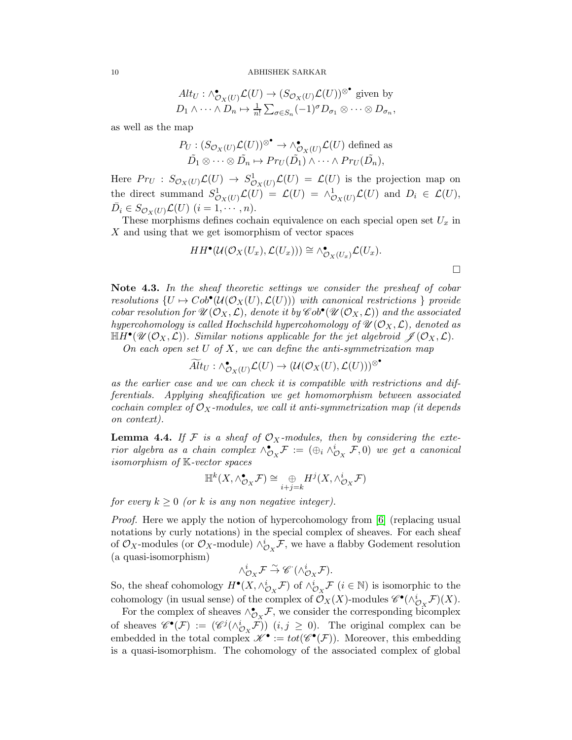$$Alt_U : \wedge^\bullet_{\mathcal{O}_X(U)}\mathcal{L}(U) \to (S_{\mathcal{O}_X(U)}\mathcal{L}(U))^{\otimes^\bullet} \text{ given by}$$
$$D_1 \wedge \cdots \wedge D_n \mapsto \tfrac{1}{n!}\sum_{\sigma \in S_n}(-1)^\sigma D_{\sigma_1} \otimes \cdots \otimes D_{\sigma_n},$$

as well as the map

$$P_U : (S_{\mathcal{O}_X(U)}\mathcal{L}(U))^{\otimes^\bullet} \to \wedge^\bullet_{\mathcal{O}_X(U)}\mathcal{L}(U) \text{ defined as}$$
$$\tilde{D_1} \otimes \cdots \otimes \tilde{D_n} \mapsto Pr_U(\tilde{D_1}) \wedge \cdots \wedge Pr_U(\tilde{D_n}),$$

Here $Pr_U : S_{\mathcal{O}_X(U)}\mathcal{L}(U) \to S^1_{\mathcal{O}_X(U)}\mathcal{L}(U) = \mathcal{L}(U)$ is the projection map on the direct summand $S^1_{\mathcal{O}_X(U)}\mathcal{L}(U) = \mathcal{L}(U) = \wedge^1_{\mathcal{O}_X(U)}\mathcal{L}(U)$ and $D_i \in \mathcal{L}(U)$, $\bar{D_i} \in S_{\mathcal{O}_X(U)}\mathcal{L}(U)$ $(i = 1, \cdots, n)$.

These morphisms defines cochain equivalence on each special open set $U_x$ in $X$ and using that we get isomorphism of vector spaces

$$HH^\bullet(\mathcal{U}(\mathcal{O}_X(U_x), \mathcal{L}(U_x))) \cong \wedge^\bullet_{\mathcal{O}_X(U_x)}\mathcal{L}(U_x).$$

□

**Note 4.3.** *In the sheaf theoretic settings we consider the presheaf of cobar resolutions* $\{U \mapsto Cob^\bullet(\mathcal{U}(\mathcal{O}_X(U), \mathcal{L}(U)))$ *with canonical restrictions* $\}$ *provide cobar resolution for* $\mathscr{U}(\mathcal{O}_X, \mathcal{L})$*, denote it by* $\mathscr{C}ob^\bullet(\mathscr{U}(\mathcal{O}_X, \mathcal{L}))$ *and the associated hypercohomology is called Hochschild hypercohomology of* $\mathscr{U}(\mathcal{O}_X, \mathcal{L})$*, denoted as* $\mathbb{H}H^\bullet(\mathscr{U}(\mathcal{O}_X, \mathcal{L}))$*. Similar notions applicable for the jet algebroid* $\mathscr{J}(\mathcal{O}_X, \mathcal{L})$*.*

*On each open set* $U$ *of* $X$*, we can define the anti-symmetrization map*

$$\widetilde{Alt}_U : \wedge^\bullet_{\mathcal{O}_X(U)}\mathcal{L}(U) \to (\mathcal{U}(\mathcal{O}_X(U), \mathcal{L}(U)))^{\otimes^\bullet}$$

*as the earlier case and we can check it is compatible with restrictions and differentials. Applying sheafification we get homomorphism between associated cochain complex of* $\mathcal{O}_X$*-modules, we call it anti-symmetrization map (it depends on context).*

**Lemma 4.4.** *If* $\mathcal{F}$ *is a sheaf of* $\mathcal{O}_X$*-modules, then by considering the exterior algebra as a chain complex* $\wedge^\bullet_{\mathcal{O}_X}\mathcal{F} := (\oplus_i \wedge^i_{\mathcal{O}_X}\mathcal{F}, 0)$ *we get a canonical isomorphism of* $\mathbb{K}$*-vector spaces*

$$\mathbb{H}^k(X, \wedge^\bullet_{\mathcal{O}_X}\mathcal{F}) \cong \underset{i+j=k}{\oplus} H^j(X, \wedge^i_{\mathcal{O}_X}\mathcal{F})$$

*for every* $k \geq 0$ *(or* $k$ *is any non negative integer).*

*Proof.* Here we apply the notion of hypercohomology from [6] (replacing usual notations by curly notations) in the special complex of sheaves. For each sheaf of $\mathcal{O}_X$-modules (or $\mathcal{O}_X$-module) $\wedge^i_{\mathcal{O}_X}\mathcal{F}$, we have a flabby Godement resolution (a quasi-isomorphism)

$$\wedge^i_{\mathcal{O}_X}\mathcal{F} \xrightarrow{\sim} \mathscr{C}^\cdot(\wedge^i_{\mathcal{O}_X}\mathcal{F}).$$

So, the sheaf cohomology $H^\bullet(X, \wedge^i_{\mathcal{O}_X}\mathcal{F})$ of $\wedge^i_{\mathcal{O}_X}\mathcal{F}$ $(i \in \mathbb{N})$ is isomorphic to the cohomology (in usual sense) of the complex of $\mathcal{O}_X(X)$-modules $\mathscr{C}^\bullet(\wedge^i_{\mathcal{O}_X}\mathcal{F})(X)$.

For the complex of sheaves $\wedge^\bullet_{\mathcal{O}_X}\mathcal{F}$, we consider the corresponding bicomplex of sheaves $\mathscr{C}^\bullet(\mathcal{F}) := (\mathscr{C}^j(\wedge^i_{\mathcal{O}_X}\mathcal{F}))$ $(i, j \geq 0)$. The original complex can be embedded in the total complex $\mathscr{K}^\bullet := tot(\mathscr{C}^\bullet(\mathcal{F}))$. Moreover, this embedding is a quasi-isomorphism. The cohomology of the associated complex of global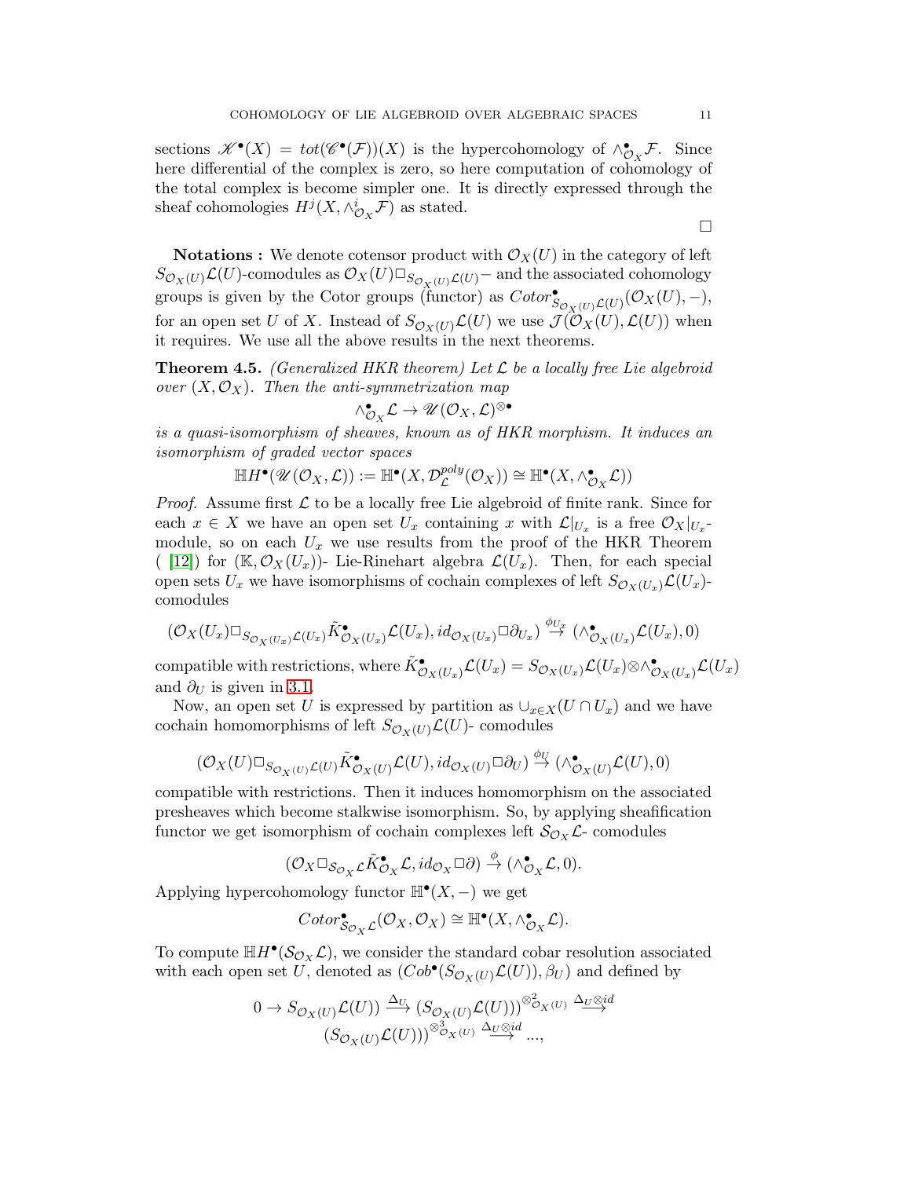sections $\mathscr{K}^\bullet(X) = tot(\mathscr{C}^\bullet(\mathcal{F}))(X)$ is the hypercohomology of $\wedge^\bullet_{\mathcal{O}_X}\mathcal{F}$. Since here differential of the complex is zero, so here computation of cohomology of the total complex is become simpler one. It is directly expressed through the sheaf cohomologies $H^j(X, \wedge^i_{\mathcal{O}_X}\mathcal{F})$ as stated.

□

**Notations :** We denote cotensor product with $\mathcal{O}_X(U)$ in the category of left $S_{\mathcal{O}_X(U)}\mathcal{L}(U)$-comodules as $\mathcal{O}_X(U)\square_{S_{\mathcal{O}_X(U)}\mathcal{L}(U)}-$ and the associated cohomology groups is given by the Cotor groups (functor) as $Cotor^\bullet_{S_{\mathcal{O}_X(U)}\mathcal{L}(U)}(\mathcal{O}_X(U), -)$, for an open set $U$ of $X$. Instead of $S_{\mathcal{O}_X(U)}\mathcal{L}(U)$ we use $\mathcal{J}(\mathcal{O}_X(U), \mathcal{L}(U))$ when it requires. We use all the above results in the next theorems.

**Theorem 4.5.** *(Generalized HKR theorem) Let $\mathcal{L}$ be a locally free Lie algebroid over $(X, \mathcal{O}_X)$. Then the anti-symmetrization map*

$$\wedge^\bullet_{\mathcal{O}_X}\mathcal{L} \to \mathscr{U}(\mathcal{O}_X, \mathcal{L})^{\otimes \bullet}$$

*is a quasi-isomorphism of sheaves, known as of HKR morphism. It induces an isomorphism of graded vector spaces*

$$\mathbb{H}H^\bullet(\mathscr{U}(\mathcal{O}_X, \mathcal{L})) := \mathbb{H}^\bullet(X, \mathcal{D}^{poly}_{\mathcal{L}}(\mathcal{O}_X)) \cong \mathbb{H}^\bullet(X, \wedge^\bullet_{\mathcal{O}_X}\mathcal{L}))$$

*Proof.* Assume first $\mathcal{L}$ to be a locally free Lie algebroid of finite rank. Since for each $x \in X$ we have an open set $U_x$ containing $x$ with $\mathcal{L}|_{U_x}$ is a free $\mathcal{O}_X|_{U_x}$-module, so on each $U_x$ we use results from the proof of the HKR Theorem ( [12]) for $(\mathbb{K}, \mathcal{O}_X(U_x))$- Lie-Rinehart algebra $\mathcal{L}(U_x)$. Then, for each special open sets $U_x$ we have isomorphisms of cochain complexes of left $S_{\mathcal{O}_X(U_x)}\mathcal{L}(U_x)$-comodules

$$(\mathcal{O}_X(U_x)\square_{S_{\mathcal{O}_X(U_x)}\mathcal{L}(U_x)}\tilde{K}^\bullet_{\mathcal{O}_X(U_x)}\mathcal{L}(U_x), id_{\mathcal{O}_X(U_x)}\square\partial_{U_x}) \stackrel{\phi_{U_x}}{\to} (\wedge^\bullet_{\mathcal{O}_X(U_x)}\mathcal{L}(U_x), 0)$$

compatible with restrictions, where $\tilde{K}^\bullet_{\mathcal{O}_X(U_x)}\mathcal{L}(U_x) = S_{\mathcal{O}_X(U_x)}\mathcal{L}(U_x) \otimes \wedge^\bullet_{\mathcal{O}_X(U_x)}\mathcal{L}(U_x)$ and $\partial_U$ is given in 3.1.

Now, an open set $U$ is expressed by partition as $\cup_{x\in X}(U \cap U_x)$ and we have cochain homomorphisms of left $S_{\mathcal{O}_X(U)}\mathcal{L}(U)$- comodules

$$(\mathcal{O}_X(U)\square_{S_{\mathcal{O}_X(U)}\mathcal{L}(U)}\tilde{K}^\bullet_{\mathcal{O}_X(U)}\mathcal{L}(U), id_{\mathcal{O}_X(U)}\square\partial_U) \stackrel{\phi_U}{\to} (\wedge^\bullet_{\mathcal{O}_X(U)}\mathcal{L}(U), 0)$$

compatible with restrictions. Then it induces homomorphism on the associated presheaves which become stalkwise isomorphism. So, by applying sheafification functor we get isomorphism of cochain complexes left $\mathcal{S}_{\mathcal{O}_X}\mathcal{L}$- comodules

$$(\mathcal{O}_X\square_{\mathcal{S}_{\mathcal{O}_X}\mathcal{L}}\tilde{K}^\bullet_{\mathcal{O}_X}\mathcal{L}, id_{\mathcal{O}_X}\square\partial) \stackrel{\phi}{\to} (\wedge^\bullet_{\mathcal{O}_X}\mathcal{L}, 0).$$

Applying hypercohomology functor $\mathbb{H}^\bullet(X, -)$ we get

$$Cotor^\bullet_{\mathcal{S}_{\mathcal{O}_X}\mathcal{L}}(\mathcal{O}_X, \mathcal{O}_X) \cong \mathbb{H}^\bullet(X, \wedge^\bullet_{\mathcal{O}_X}\mathcal{L}).$$

To compute $\mathbb{H}H^\bullet(\mathcal{S}_{\mathcal{O}_X}\mathcal{L})$, we consider the standard cobar resolution associated with each open set $U$, denoted as $(Cob^\bullet(S_{\mathcal{O}_X(U)}\mathcal{L}(U)), \beta_U)$ and defined by

$$0 \to S_{\mathcal{O}_X(U)}\mathcal{L}(U)) \xrightarrow{\Delta_U} (S_{\mathcal{O}_X(U)}\mathcal{L}(U)))^{\otimes^2_{\mathcal{O}_X(U)}} \xrightarrow{\Delta_U \otimes id} (S_{\mathcal{O}_X(U)}\mathcal{L}(U)))^{\otimes^3_{\mathcal{O}_X(U)}} \xrightarrow{\Delta_U \otimes id} ...,$$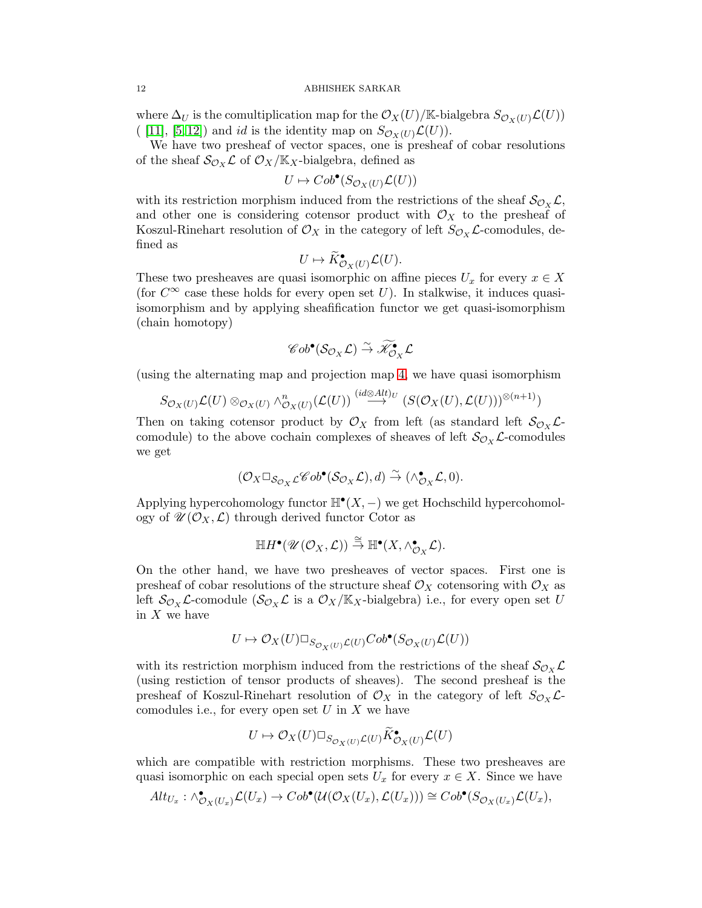where $\Delta_U$ is the comultiplication map for the $\mathcal{O}_X(U)/\mathbb{K}$-bialgebra $S_{\mathcal{O}_X(U)}\mathcal{L}(U))$ ( [11], [5, 12]) and $id$ is the identity map on $S_{\mathcal{O}_X(U)}\mathcal{L}(U))$.

We have two presheaf of vector spaces, one is presheaf of cobar resolutions of the sheaf $\mathcal{S}_{\mathcal{O}_X}\mathcal{L}$ of $\mathcal{O}_X/\mathbb{K}_X$-bialgebra, defined as

$$U \mapsto Cob^\bullet(S_{\mathcal{O}_X(U)}\mathcal{L}(U))$$

with its restriction morphism induced from the restrictions of the sheaf $\mathcal{S}_{\mathcal{O}_X}\mathcal{L}$, and other one is considering cotensor product with $\mathcal{O}_X$ to the presheaf of Koszul-Rinehart resolution of $\mathcal{O}_X$ in the category of left $S_{\mathcal{O}_X}\mathcal{L}$-comodules, defined as

$$U \mapsto \widetilde{K}^\bullet_{\mathcal{O}_X(U)}\mathcal{L}(U).$$

These two presheaves are quasi isomorphic on affine pieces $U_x$ for every $x \in X$ (for $C^\infty$ case these holds for every open set $U$). In stalkwise, it induces quasi-isomorphism and by applying sheafification functor we get quasi-isomorphism (chain homotopy)

$$\mathscr{C}ob^\bullet(\mathcal{S}_{\mathcal{O}_X}\mathcal{L}) \overset{\sim}{\to} \widetilde{\mathscr{K}}^\bullet_{\mathcal{O}_X}\mathcal{L}$$

(using the alternating map and projection map 4, we have quasi isomorphism

$$S_{\mathcal{O}_X(U)}\mathcal{L}(U) \otimes_{\mathcal{O}_X(U)} \wedge^n_{\mathcal{O}_X(U)}(\mathcal{L}(U)) \overset{(id\otimes Alt)_U}{\longrightarrow} (S(\mathcal{O}_X(U), \mathcal{L}(U)))^{\otimes(n+1)})$$

Then on taking cotensor product by $\mathcal{O}_X$ from left (as standard left $\mathcal{S}_{\mathcal{O}_X}\mathcal{L}$-comodule) to the above cochain complexes of sheaves of left $\mathcal{S}_{\mathcal{O}_X}\mathcal{L}$-comodules we get

$$(\mathcal{O}_X \square_{\mathcal{S}_{\mathcal{O}_X}\mathcal{L}} \mathscr{C}ob^\bullet(\mathcal{S}_{\mathcal{O}_X}\mathcal{L}), d) \overset{\sim}{\to} (\wedge^\bullet_{\mathcal{O}_X}\mathcal{L}, 0).$$

Applying hypercohomology functor $\mathbb{H}^\bullet(X, -)$ we get Hochschild hypercohomology of $\mathscr{U}(\mathcal{O}_X, \mathcal{L})$ through derived functor Cotor as

$$\mathbb{H}H^\bullet(\mathscr{U}(\mathcal{O}_X, \mathcal{L})) \overset{\cong}{\to} \mathbb{H}^\bullet(X, \wedge^\bullet_{\mathcal{O}_X}\mathcal{L}).$$

On the other hand, we have two presheaves of vector spaces. First one is presheaf of cobar resolutions of the structure sheaf $\mathcal{O}_X$ cotensoring with $\mathcal{O}_X$ as left $\mathcal{S}_{\mathcal{O}_X}\mathcal{L}$-comodule ($\mathcal{S}_{\mathcal{O}_X}\mathcal{L}$ is a $\mathcal{O}_X/\mathbb{K}_X$-bialgebra) i.e., for every open set $U$ in $X$ we have

$$U \mapsto \mathcal{O}_X(U) \square_{S_{\mathcal{O}_X(U)}\mathcal{L}(U)} Cob^\bullet(S_{\mathcal{O}_X(U)}\mathcal{L}(U))$$

with its restriction morphism induced from the restrictions of the sheaf $\mathcal{S}_{\mathcal{O}_X}\mathcal{L}$ (using restiction of tensor products of sheaves). The second presheaf is the presheaf of Koszul-Rinehart resolution of $\mathcal{O}_X$ in the category of left $S_{\mathcal{O}_X}\mathcal{L}$-comodules i.e., for every open set $U$ in $X$ we have

$$U \mapsto \mathcal{O}_X(U) \square_{S_{\mathcal{O}_X(U)}\mathcal{L}(U)} \widetilde{K}^\bullet_{\mathcal{O}_X(U)}\mathcal{L}(U)$$

which are compatible with restriction morphisms. These two presheaves are quasi isomorphic on each special open sets $U_x$ for every $x \in X$. Since we have

$$Alt_{U_x} : \wedge^\bullet_{\mathcal{O}_X(U_x)}\mathcal{L}(U_x) \to Cob^\bullet(\mathcal{U}(\mathcal{O}_X(U_x), \mathcal{L}(U_x))) \cong Cob^\bullet(S_{\mathcal{O}_X(U_x)}\mathcal{L}(U_x),$$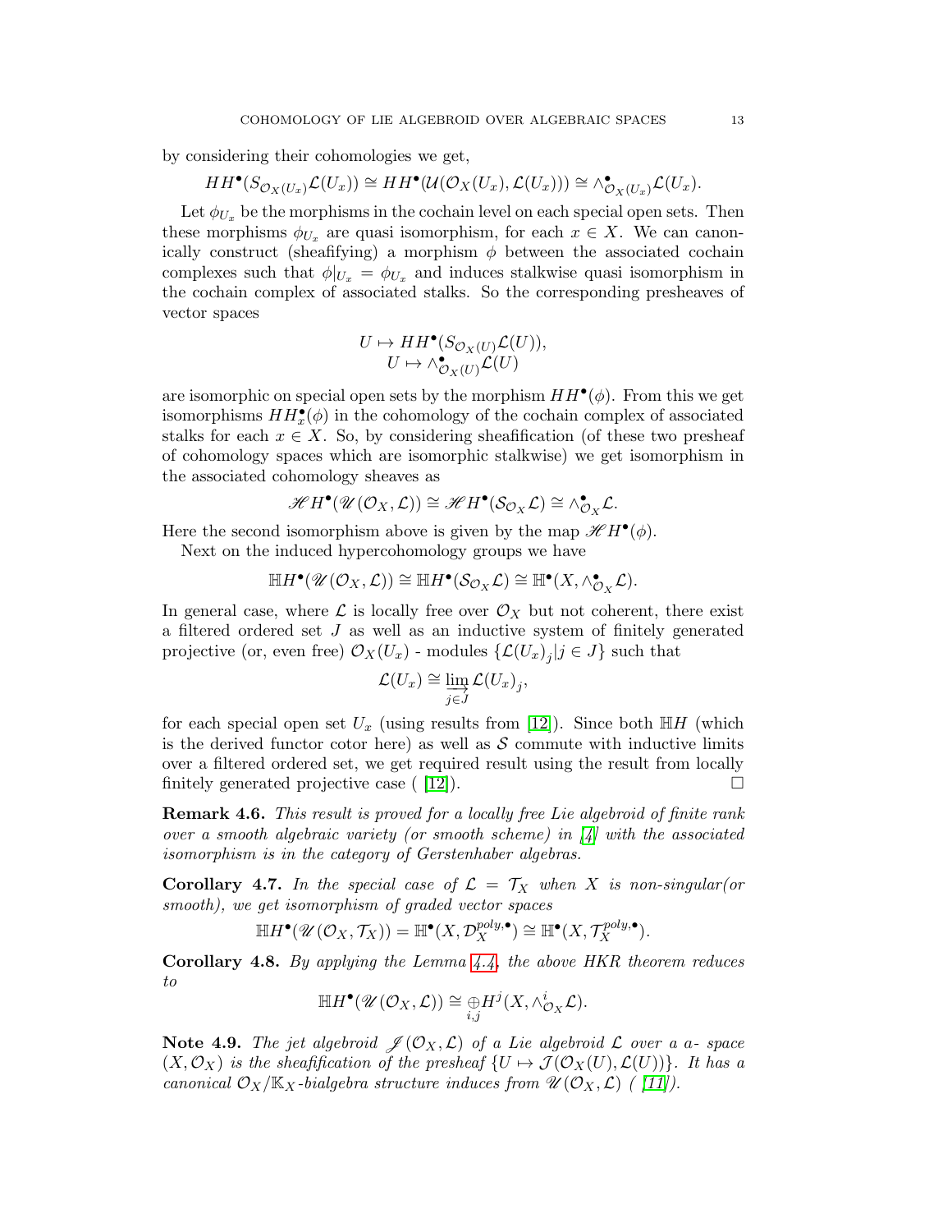by considering their cohomologies we get,

$$HH^{\bullet}(S_{\mathcal{O}_X(U_x)}\mathcal{L}(U_x)) \cong HH^{\bullet}(\mathcal{U}(\mathcal{O}_X(U_x), \mathcal{L}(U_x))) \cong \wedge^{\bullet}_{\mathcal{O}_X(U_x)}\mathcal{L}(U_x).$$

Let $\phi_{U_x}$ be the morphisms in the cochain level on each special open sets. Then these morphisms $\phi_{U_x}$ are quasi isomorphism, for each $x \in X$. We can canonically construct (sheafifying) a morphism $\phi$ between the associated cochain complexes such that $\phi|_{U_x} = \phi_{U_x}$ and induces stalkwise quasi isomorphism in the cochain complex of associated stalks. So the corresponding presheaves of vector spaces

$$U \mapsto HH^{\bullet}(S_{\mathcal{O}_X(U)}\mathcal{L}(U)),$$
$$U \mapsto \wedge^{\bullet}_{\mathcal{O}_X(U)}\mathcal{L}(U)$$

are isomorphic on special open sets by the morphism $HH^{\bullet}(\phi)$. From this we get isomorphisms $HH^{\bullet}_x(\phi)$ in the cohomology of the cochain complex of associated stalks for each $x \in X$. So, by considering sheafification (of these two presheaf of cohomology spaces which are isomorphic stalkwise) we get isomorphism in the associated cohomology sheaves as

$$\mathscr{H}H^{\bullet}(\mathscr{U}(\mathcal{O}_X, \mathcal{L})) \cong \mathscr{H}H^{\bullet}(\mathcal{S}_{\mathcal{O}_X}\mathcal{L}) \cong \wedge^{\bullet}_{\mathcal{O}_X}\mathcal{L}.$$

Here the second isomorphism above is given by the map $\mathscr{H}H^{\bullet}(\phi)$.

Next on the induced hypercohomology groups we have

$$\mathbb{H}H^{\bullet}(\mathscr{U}(\mathcal{O}_X, \mathcal{L})) \cong \mathbb{H}H^{\bullet}(\mathcal{S}_{\mathcal{O}_X}\mathcal{L}) \cong \mathbb{H}^{\bullet}(X, \wedge^{\bullet}_{\mathcal{O}_X}\mathcal{L}).$$

In general case, where $\mathcal{L}$ is locally free over $\mathcal{O}_X$ but not coherent, there exist a filtered ordered set $J$ as well as an inductive system of finitely generated projective (or, even free) $\mathcal{O}_X(U_x)$ - modules $\{\mathcal{L}(U_x)_j | j \in J\}$ such that

$$\mathcal{L}(U_x) \cong \varinjlim_{j \in J} \mathcal{L}(U_x)_j,$$

for each special open set $U_x$ (using results from [12]). Since both $\mathbb{H}H$ (which is the derived functor cotor here) as well as $\mathcal{S}$ commute with inductive limits over a filtered ordered set, we get required result using the result from locally finitely generated projective case ( [12]). □

**Remark 4.6.** *This result is proved for a locally free Lie algebroid of finite rank over a smooth algebraic variety (or smooth scheme) in [4] with the associated isomorphism is in the category of Gerstenhaber algebras.*

**Corollary 4.7.** *In the special case of $\mathcal{L} = \mathcal{T}_X$ when $X$ is non-singular(or smooth), we get isomorphism of graded vector spaces*

$$\mathbb{H}H^{\bullet}(\mathscr{U}(\mathcal{O}_X, \mathcal{T}_X)) = \mathbb{H}^{\bullet}(X, \mathcal{D}_X^{poly,\bullet}) \cong \mathbb{H}^{\bullet}(X, \mathcal{T}_X^{poly,\bullet}).$$

**Corollary 4.8.** *By applying the Lemma 4.4, the above HKR theorem reduces to*

$$\mathbb{H}H^{\bullet}(\mathscr{U}(\mathcal{O}_X, \mathcal{L})) \cong \underset{i,j}{\oplus} H^j(X, \wedge^i_{\mathcal{O}_X}\mathcal{L}).$$

**Note 4.9.** *The jet algebroid $\mathscr{J}(\mathcal{O}_X, \mathcal{L})$ of a Lie algebroid $\mathcal{L}$ over a a- space $(X, \mathcal{O}_X)$ is the sheafification of the presheaf $\{U \mapsto \mathcal{J}(\mathcal{O}_X(U), \mathcal{L}(U))\}$. It has a canonical $\mathcal{O}_X/\mathbb{K}_X$-bialgebra structure induces from $\mathscr{U}(\mathcal{O}_X, \mathcal{L})$ ( [11]).*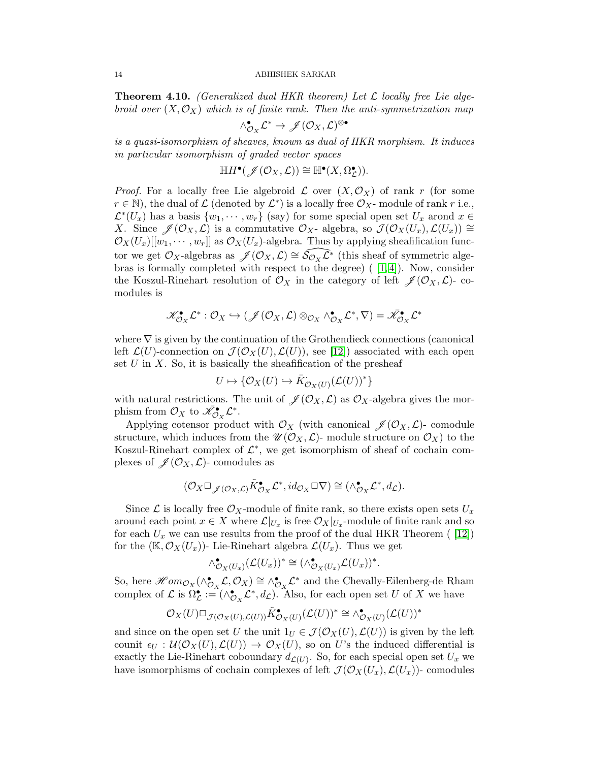**Theorem 4.10.** *(Generalized dual HKR theorem) Let $\mathcal{L}$ locally free Lie algebroid over $(X, \mathcal{O}_X)$ which is of finite rank. Then the anti-symmetrization map*

$$\wedge^{\bullet}_{\mathcal{O}_X}\mathcal{L}^* \to \mathscr{J}(\mathcal{O}_X, \mathcal{L})^{\otimes \bullet}$$

*is a quasi-isomorphism of sheaves, known as dual of HKR morphism. It induces in particular isomorphism of graded vector spaces*

$$\mathbb{H}H^{\bullet}(\mathscr{J}(\mathcal{O}_X, \mathcal{L})) \cong \mathbb{H}^{\bullet}(X, \Omega^{\bullet}_{\mathcal{L}}).$$

*Proof.* For a locally free Lie algebroid $\mathcal{L}$ over $(X, \mathcal{O}_X)$ of rank $r$ (for some $r \in \mathbb{N}$), the dual of $\mathcal{L}$ (denoted by $\mathcal{L}^*$) is a locally free $\mathcal{O}_X$- module of rank $r$ i.e., $\mathcal{L}^*(U_x)$ has a basis $\{w_1, \cdots, w_r\}$ (say) for some special open set $U_x$ arond $x \in X$. Since $\mathscr{J}(\mathcal{O}_X, \mathcal{L})$ is a commutative $\mathcal{O}_X$- algebra, so $\mathcal{J}(\mathcal{O}_X(U_x), \mathcal{L}(U_x)) \cong \mathcal{O}_X(U_x)[[w_1, \cdots, w_r]]$ as $\mathcal{O}_X(U_x)$-algebra. Thus by applying sheafification functor we get $\mathcal{O}_X$-algebras as $\mathscr{J}(\mathcal{O}_X, \mathcal{L}) \cong \widehat{\mathcal{S}_{\mathcal{O}_X}\mathcal{L}^*}$ (this sheaf of symmetric algebras is formally completed with respect to the degree) ( [1, 4]). Now, consider the Koszul-Rinehart resolution of $\mathcal{O}_X$ in the category of left $\mathscr{J}(\mathcal{O}_X, \mathcal{L})$- comodules is

$$\mathscr{K}^{\bullet}_{\mathcal{O}_X}\mathcal{L}^* : \mathcal{O}_X \hookrightarrow (\mathscr{J}(\mathcal{O}_X, \mathcal{L}) \otimes_{\mathcal{O}_X} \wedge^{\bullet}_{\mathcal{O}_X}\mathcal{L}^*, \nabla) = \bar{\mathscr{K}}^{\bullet}_{\mathcal{O}_X}\mathcal{L}^*$$

where $\nabla$ is given by the continuation of the Grothendieck connections (canonical left $\mathcal{L}(U)$-connection on $\mathcal{J}(\mathcal{O}_X(U), \mathcal{L}(U))$, see [12]) associated with each open set $U$ in $X$. So, it is basically the sheafification of the presheaf

$$U \mapsto \{\mathcal{O}_X(U) \hookrightarrow \bar{K}^{\cdot}_{\mathcal{O}_X(U)}(\mathcal{L}(U))^*\}$$

with natural restrictions. The unit of $\mathscr{J}(\mathcal{O}_X, \mathcal{L})$ as $\mathcal{O}_X$-algebra gives the morphism from $\mathcal{O}_X$ to $\bar{\mathscr{K}}^{\bullet}_{\mathcal{O}_X}\mathcal{L}^*$.

Applying cotensor product with $\mathcal{O}_X$ (with canonical $\mathscr{J}(\mathcal{O}_X, \mathcal{L})$- comodule structure, which induces from the $\mathscr{U}(\mathcal{O}_X, \mathcal{L})$- module structure on $\mathcal{O}_X$) to the Koszul-Rinehart complex of $\mathcal{L}^*$, we get isomorphism of sheaf of cochain complexes of $\mathscr{J}(\mathcal{O}_X, \mathcal{L})$- comodules as

$$(\mathcal{O}_X \square_{\mathscr{J}(\mathcal{O}_X, \mathcal{L})} \tilde{K}^{\bullet}_{\mathcal{O}_X}\mathcal{L}^*, id_{\mathcal{O}_X} \square \nabla) \cong (\wedge^{\bullet}_{\mathcal{O}_X}\mathcal{L}^*, d_{\mathcal{L}}).$$

Since $\mathcal{L}$ is locally free $\mathcal{O}_X$-module of finite rank, so there exists open sets $U_x$ around each point $x \in X$ where $\mathcal{L}|_{U_x}$ is free $\mathcal{O}_X|_{U_x}$-module of finite rank and so for each $U_x$ we can use results from the proof of the dual HKR Theorem ( [12]) for the $(\mathbb{K}, \mathcal{O}_X(U_x))$- Lie-Rinehart algebra $\mathcal{L}(U_x)$. Thus we get

$$\wedge^{\bullet}_{\mathcal{O}_X(U_x)}(\mathcal{L}(U_x))^* \cong (\wedge^{\bullet}_{\mathcal{O}_X(U_x)}\mathcal{L}(U_x))^*.$$

So, here $\mathscr{H}om_{\mathcal{O}_X}(\wedge^{\bullet}_{\mathcal{O}_X}\mathcal{L}, \mathcal{O}_X) \cong \wedge^{\bullet}_{\mathcal{O}_X}\mathcal{L}^*$ and the Chevally-Eilenberg-de Rham complex of $\mathcal{L}$ is $\Omega^{\bullet}_{\mathcal{L}} := (\wedge^{\bullet}_{\mathcal{O}_X}\mathcal{L}^*, d_{\mathcal{L}})$. Also, for each open set $U$ of $X$ we have

$$\mathcal{O}_X(U) \square_{\mathcal{J}(\mathcal{O}_X(U), \mathcal{L}(U))} \tilde{K}^{\bullet}_{\mathcal{O}_X(U)}(\mathcal{L}(U))^* \cong \wedge^{\bullet}_{\mathcal{O}_X(U)}(\mathcal{L}(U))^*$$

and since on the open set $U$ the unit $1_U \in \mathcal{J}(\mathcal{O}_X(U), \mathcal{L}(U))$ is given by the left counit $\epsilon_U : \mathcal{U}(\mathcal{O}_X(U), \mathcal{L}(U)) \to \mathcal{O}_X(U)$, so on $U$'s the induced differential is exactly the Lie-Rinehart coboundary $d_{\mathcal{L}(U)}$. So, for each special open set $U_x$ we have isomorphisms of cochain complexes of left $\mathcal{J}(\mathcal{O}_X(U_x), \mathcal{L}(U_x))$- comodules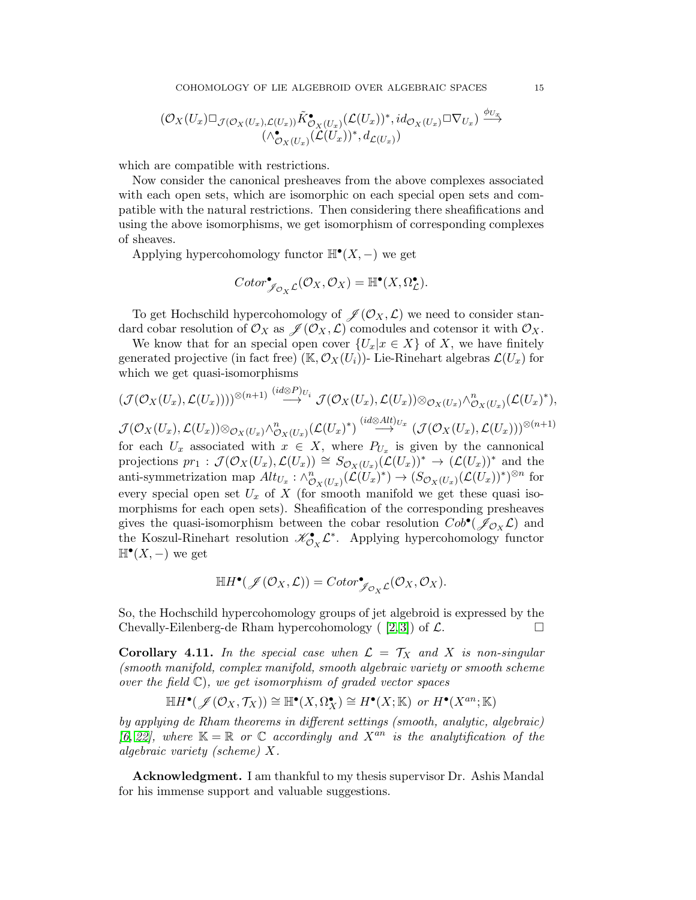$$(\mathcal{O}_X(U_x)\Box_{\mathcal{J}(\mathcal{O}_X(U_x),\mathcal{L}(U_x))}\tilde{K}^\bullet_{\mathcal{O}_X(U_x)}(\mathcal{L}(U_x))^*, id_{\mathcal{O}_X(U_x)}\Box\nabla_{U_x}) \xrightarrow{\phi_{U_x}} (\wedge^\bullet_{\mathcal{O}_X(U_x)}(\mathcal{L}(U_x))^*, d_{\mathcal{L}(U_x)})$$

which are compatible with restrictions.

Now consider the canonical presheaves from the above complexes associated with each open sets, which are isomorphic on each special open sets and compatible with the natural restrictions. Then considering there sheafifications and using the above isomorphisms, we get isomorphism of corresponding complexes of sheaves.

Applying hypercohomology functor $\mathbb{H}^\bullet(X, -)$ we get

$$Cotor^\bullet_{\mathscr{J}_{\mathcal{O}_X}\mathcal{L}}(\mathcal{O}_X, \mathcal{O}_X) = \mathbb{H}^\bullet(X, \Omega^\bullet_{\mathcal{L}}).$$

To get Hochschild hypercohomology of $\mathscr{J}(\mathcal{O}_X, \mathcal{L})$ we need to consider standard cobar resolution of $\mathcal{O}_X$ as $\mathscr{J}(\mathcal{O}_X, \mathcal{L})$ comodules and cotensor it with $\mathcal{O}_X$.

We know that for an special open cover $\{U_x | x \in X\}$ of $X$, we have finitely generated projective (in fact free) $(\mathbb{K}, \mathcal{O}_X(U_i))$- Lie-Rinehart algebras $\mathcal{L}(U_x)$ for which we get quasi-isomorphisms

$$(\mathcal{J}(\mathcal{O}_X(U_x), \mathcal{L}(U_x))))^{\otimes(n+1)} \overset{(id\otimes P)_{U_i}}{\longrightarrow} \mathcal{J}(\mathcal{O}_X(U_x), \mathcal{L}(U_x))\otimes_{\mathcal{O}_X(U_x)}\wedge^n_{\mathcal{O}_X(U_x)}(\mathcal{L}(U_x)^*),$$

$$\mathcal{J}(\mathcal{O}_X(U_x), \mathcal{L}(U_x))\otimes_{\mathcal{O}_X(U_x)}\wedge^n_{\mathcal{O}_X(U_x)}(\mathcal{L}(U_x)^*) \overset{(id\otimes Alt)_{U_x}}{\longrightarrow} (\mathcal{J}(\mathcal{O}_X(U_x), \mathcal{L}(U_x)))^{\otimes(n+1)}$$

for each $U_x$ associated with $x \in X$, where $P_{U_x}$ is given by the cannonical projections $pr_1 : \mathcal{J}(\mathcal{O}_X(U_x), \mathcal{L}(U_x)) \cong S_{\mathcal{O}_X(U_x)}(\mathcal{L}(U_x))^* \to (\mathcal{L}(U_x))^*$ and the anti-symmetrization map $Alt_{U_x} : \wedge^n_{\mathcal{O}_X(U_x)}(\mathcal{L}(U_x)^*) \to (S_{\mathcal{O}_X(U_x)}(\mathcal{L}(U_x))^*)^{\otimes n}$ for every special open set $U_x$ of $X$ (for smooth manifold we get these quasi isomorphisms for each open sets). Sheafification of the corresponding presheaves gives the quasi-isomorphism between the cobar resolution $Cob^\bullet(\mathscr{J}_{\mathcal{O}_X}\mathcal{L})$ and the Koszul-Rinehart resolution $\mathscr{K}^\bullet_{\mathcal{O}_X}\mathcal{L}^*$. Applying hypercohomology functor $\mathbb{H}^\bullet(X, -)$ we get

$$\mathbb{H}H^\bullet(\mathscr{J}(\mathcal{O}_X, \mathcal{L})) = Cotor^\bullet_{\mathscr{J}_{\mathcal{O}_X}\mathcal{L}}(\mathcal{O}_X, \mathcal{O}_X).$$

So, the Hochschild hypercohomology groups of jet algebroid is expressed by the Chevally-Eilenberg-de Rham hypercohomology ( [2, 3]) of $\mathcal{L}$. □

**Corollary 4.11.** *In the special case when $\mathcal{L} = \mathcal{T}_X$ and $X$ is non-singular (smooth manifold, complex manifold, smooth algebraic variety or smooth scheme over the field $\mathbb{C}$), we get isomorphism of graded vector spaces*

$$\mathbb{H}H^\bullet(\mathscr{J}(\mathcal{O}_X, \mathcal{T}_X)) \cong \mathbb{H}^\bullet(X, \Omega^\bullet_X) \cong H^\bullet(X; \mathbb{K}) \text{ or } H^\bullet(X^{an}; \mathbb{K})$$

*by applying de Rham theorems in different settings (smooth, analytic, algebraic) [6, 22], where $\mathbb{K} = \mathbb{R}$ or $\mathbb{C}$ accordingly and $X^{an}$ is the analytification of the algebraic variety (scheme) $X$.*

**Acknowledgment.** I am thankful to my thesis supervisor Dr. Ashis Mandal for his immense support and valuable suggestions.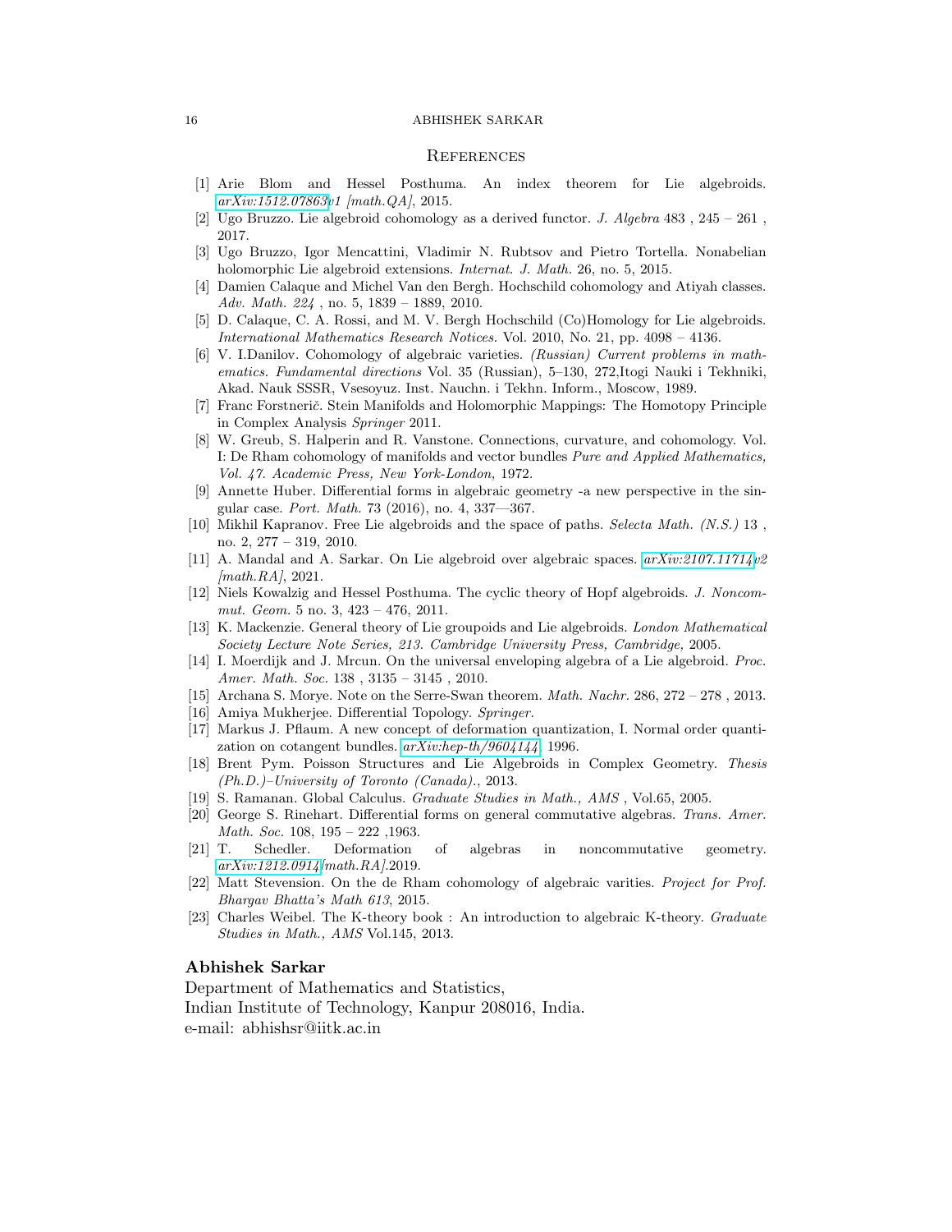## References

[1] Arie Blom and Hessel Posthuma. An index theorem for Lie algebroids. *arXiv:1512.07863v1 [math.QA]*, 2015.

[2] Ugo Bruzzo. Lie algebroid cohomology as a derived functor. *J. Algebra* 483 , 245 – 261 , 2017.

[3] Ugo Bruzzo, Igor Mencattini, Vladimir N. Rubtsov and Pietro Tortella. Nonabelian holomorphic Lie algebroid extensions. *Internat. J. Math.* 26, no. 5, 2015.

[4] Damien Calaque and Michel Van den Bergh. Hochschild cohomology and Atiyah classes. *Adv. Math. 224* , no. 5, 1839 – 1889, 2010.

[5] D. Calaque, C. A. Rossi, and M. V. Bergh Hochschild (Co)Homology for Lie algebroids. *International Mathematics Research Notices.* Vol. 2010, No. 21, pp. 4098 – 4136.

[6] V. I.Danilov. Cohomology of algebraic varieties. *(Russian) Current problems in mathematics. Fundamental directions* Vol. 35 (Russian), 5–130, 272,Itogi Nauki i Tekhniki, Akad. Nauk SSSR, Vsesoyuz. Inst. Nauchn. i Tekhn. Inform., Moscow, 1989.

[7] Franc Forstnerič. Stein Manifolds and Holomorphic Mappings: The Homotopy Principle in Complex Analysis *Springer* 2011.

[8] W. Greub, S. Halperin and R. Vanstone. Connections, curvature, and cohomology. Vol. I: De Rham cohomology of manifolds and vector bundles *Pure and Applied Mathematics, Vol. 47. Academic Press, New York-London,* 1972.

[9] Annette Huber. Differential forms in algebraic geometry -a new perspective in the singular case. *Port. Math.* 73 (2016), no. 4, 337—367.

[10] Mikhil Kapranov. Free Lie algebroids and the space of paths. *Selecta Math. (N.S.)* 13 , no. 2, 277 – 319, 2010.

[11] A. Mandal and A. Sarkar. On Lie algebroid over algebraic spaces. *arXiv:2107.11714v2 [math.RA]*, 2021.

[12] Niels Kowalzig and Hessel Posthuma. The cyclic theory of Hopf algebroids. *J. Noncommut. Geom.* 5 no. 3, 423 – 476, 2011.

[13] K. Mackenzie. General theory of Lie groupoids and Lie algebroids. *London Mathematical Society Lecture Note Series, 213. Cambridge University Press, Cambridge,* 2005.

[14] I. Moerdijk and J. Mrcun. On the universal enveloping algebra of a Lie algebroid. *Proc. Amer. Math. Soc.* 138 , 3135 – 3145 , 2010.

[15] Archana S. Morye. Note on the Serre-Swan theorem. *Math. Nachr.* 286, 272 – 278 , 2013.

[16] Amiya Mukherjee. Differential Topology. *Springer.*

[17] Markus J. Pflaum. A new concept of deformation quantization, I. Normal order quantization on cotangent bundles. *arXiv:hep-th/9604144*, 1996.

[18] Brent Pym. Poisson Structures and Lie Algebroids in Complex Geometry. *Thesis (Ph.D.)–University of Toronto (Canada).*, 2013.

[19] S. Ramanan. Global Calculus. *Graduate Studies in Math., AMS* , Vol.65, 2005.

[20] George S. Rinehart. Differential forms on general commutative algebras. *Trans. Amer. Math. Soc.* 108, 195 – 222 ,1963.

[21] T. Schedler. Deformation of algebras in noncommutative geometry. *arXiv:1212.0914[math.RA]*.2019.

[22] Matt Stevenson. On the de Rham cohomology of algebraic varities. *Project for Prof. Bhargav Bhatta's Math 613*, 2015.

[23] Charles Weibel. The K-theory book : An introduction to algebraic K-theory. *Graduate Studies in Math., AMS* Vol.145, 2013.

**Abhishek Sarkar**
Department of Mathematics and Statistics,
Indian Institute of Technology, Kanpur 208016, India.
e-mail: abhishsr@iitk.ac.in